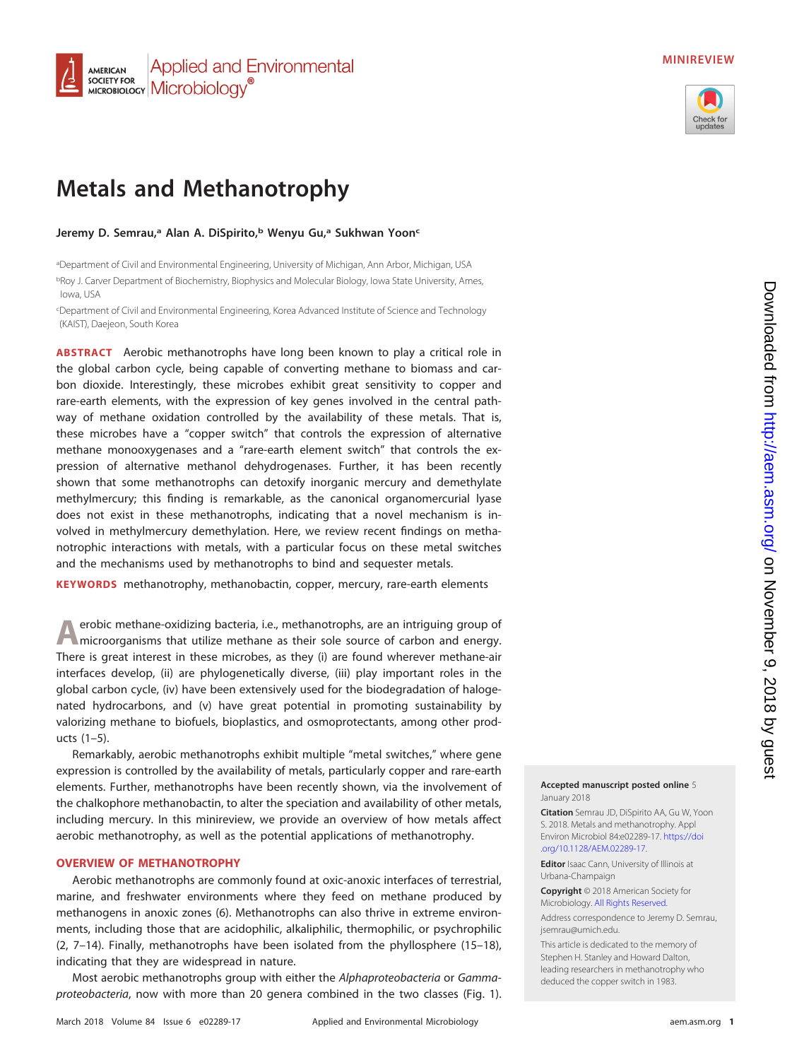MINIREVIEW

# Metals and Methanotrophy

**Jeremy D. Semrau,[a] Alan A. DiSpirito,[b] Wenyu Gu,[a] Sukhwan Yoon[c]**

[a]Department of Civil and Environmental Engineering, University of Michigan, Ann Arbor, Michigan, USA

[b]Roy J. Carver Department of Biochemistry, Biophysics and Molecular Biology, Iowa State University, Ames, Iowa, USA

[c]Department of Civil and Environmental Engineering, Korea Advanced Institute of Science and Technology (KAIST), Daejeon, South Korea

**ABSTRACT** Aerobic methanotrophs have long been known to play a critical role in the global carbon cycle, being capable of converting methane to biomass and carbon dioxide. Interestingly, these microbes exhibit great sensitivity to copper and rare-earth elements, with the expression of key genes involved in the central pathway of methane oxidation controlled by the availability of these metals. That is, these microbes have a "copper switch" that controls the expression of alternative methane monooxygenases and a "rare-earth element switch" that controls the expression of alternative methanol dehydrogenases. Further, it has been recently shown that some methanotrophs can detoxify inorganic mercury and demethylate methylmercury; this finding is remarkable, as the canonical organomercurial lyase does not exist in these methanotrophs, indicating that a novel mechanism is involved in methylmercury demethylation. Here, we review recent findings on methanotrophic interactions with metals, with a particular focus on these metal switches and the mechanisms used by methanotrophs to bind and sequester metals.

**KEYWORDS** methanotrophy, methanobactin, copper, mercury, rare-earth elements

Aerobic methane-oxidizing bacteria, i.e., methanotrophs, are an intriguing group of microorganisms that utilize methane as their sole source of carbon and energy. There is great interest in these microbes, as they (i) are found wherever methane-air interfaces develop, (ii) are phylogenetically diverse, (iii) play important roles in the global carbon cycle, (iv) have been extensively used for the biodegradation of halogenated hydrocarbons, and (v) have great potential in promoting sustainability by valorizing methane to biofuels, bioplastics, and osmoprotectants, among other products (1–5).

Remarkably, aerobic methanotrophs exhibit multiple "metal switches," where gene expression is controlled by the availability of metals, particularly copper and rare-earth elements. Further, methanotrophs have been recently shown, via the involvement of the chalkophore methanobactin, to alter the speciation and availability of other metals, including mercury. In this minireview, we provide an overview of how metals affect aerobic methanotrophy, as well as the potential applications of methanotrophy.

## OVERVIEW OF METHANOTROPHY

Aerobic methanotrophs are commonly found at oxic-anoxic interfaces of terrestrial, marine, and freshwater environments where they feed on methane produced by methanogens in anoxic zones (6). Methanotrophs can also thrive in extreme environments, including those that are acidophilic, alkaliphilic, thermophilic, or psychrophilic (2, 7–14). Finally, methanotrophs have been isolated from the phyllosphere (15–18), indicating that they are widespread in nature.

Most aerobic methanotrophs group with either the *Alphaproteobacteria* or *Gammaproteobacteria*, now with more than 20 genera combined in the two classes (Fig. 1).

**Accepted manuscript posted online** 5 January 2018

**Citation** Semrau JD, DiSpirito AA, Gu W, Yoon S. 2018. Metals and methanotrophy. Appl Environ Microbiol 84:e02289-17. https://doi.org/10.1128/AEM.02289-17.

**Editor** Isaac Cann, University of Illinois at Urbana-Champaign

**Copyright** © 2018 American Society for Microbiology. All Rights Reserved.

Address correspondence to Jeremy D. Semrau, jsemrau@umich.edu.

This article is dedicated to the memory of Stephen H. Stanley and Howard Dalton, leading researchers in methanotrophy who deduced the copper switch in 1983.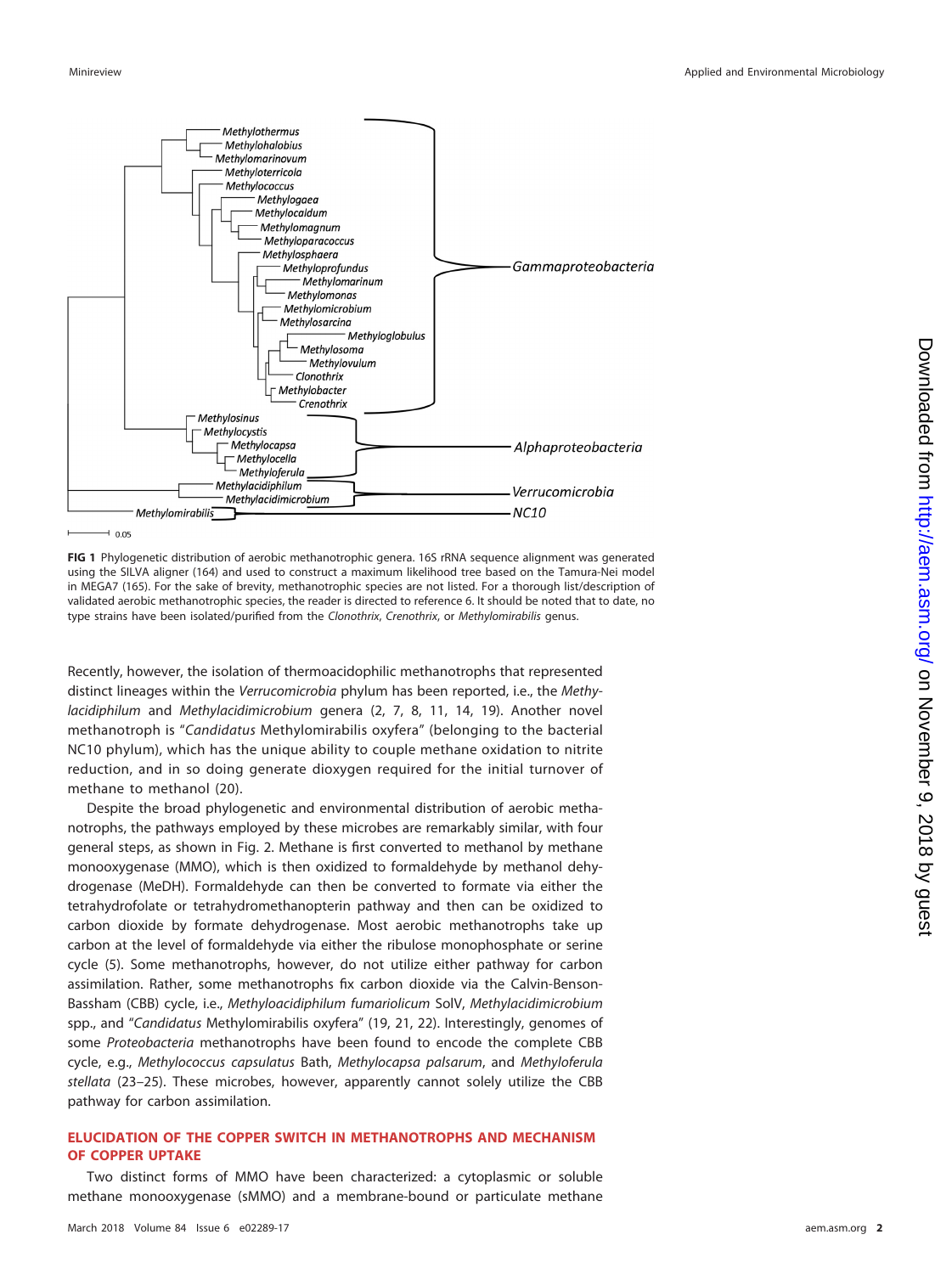**FIG 1** Phylogenetic distribution of aerobic methanotrophic genera. 16S rRNA sequence alignment was generated using the SILVA aligner (164) and used to construct a maximum likelihood tree based on the Tamura-Nei model in MEGA7 (165). For the sake of brevity, methanotrophic species are not listed. For a thorough list/description of validated aerobic methanotrophic species, the reader is directed to reference 6. It should be noted that to date, no type strains have been isolated/purified from the *Clonothrix*, *Crenothrix*, or *Methylomirabilis* genus.

Recently, however, the isolation of thermoacidophilic methanotrophs that represented distinct lineages within the *Verrucomicrobia* phylum has been reported, i.e., the *Methylacidiphilum* and *Methylacidimicrobium* genera (2, 7, 8, 11, 14, 19). Another novel methanotroph is "*Candidatus* Methylomirabilis oxyfera" (belonging to the bacterial NC10 phylum), which has the unique ability to couple methane oxidation to nitrite reduction, and in so doing generate dioxygen required for the initial turnover of methane to methanol (20).

Despite the broad phylogenetic and environmental distribution of aerobic methanotrophs, the pathways employed by these microbes are remarkably similar, with four general steps, as shown in Fig. 2. Methane is first converted to methanol by methane monooxygenase (MMO), which is then oxidized to formaldehyde by methanol dehydrogenase (MeDH). Formaldehyde can then be converted to formate via either the tetrahydrofolate or tetrahydromethanopterin pathway and then can be oxidized to carbon dioxide by formate dehydrogenase. Most aerobic methanotrophs take up carbon at the level of formaldehyde via either the ribulose monophosphate or serine cycle (5). Some methanotrophs, however, do not utilize either pathway for carbon assimilation. Rather, some methanotrophs fix carbon dioxide via the Calvin-Benson-Bassham (CBB) cycle, i.e., *Methyloacidiphilum fumariolicum* SolV, *Methylacidimicrobium* spp., and "*Candidatus* Methylomirabilis oxyfera" (19, 21, 22). Interestingly, genomes of some *Proteobacteria* methanotrophs have been found to encode the complete CBB cycle, e.g., *Methylococcus capsulatus* Bath, *Methylocapsa palsarum*, and *Methyloferula stellata* (23–25). These microbes, however, apparently cannot solely utilize the CBB pathway for carbon assimilation.

## ELUCIDATION OF THE COPPER SWITCH IN METHANOTROPHS AND MECHANISM OF COPPER UPTAKE

Two distinct forms of MMO have been characterized: a cytoplasmic or soluble methane monooxygenase (sMMO) and a membrane-bound or particulate methane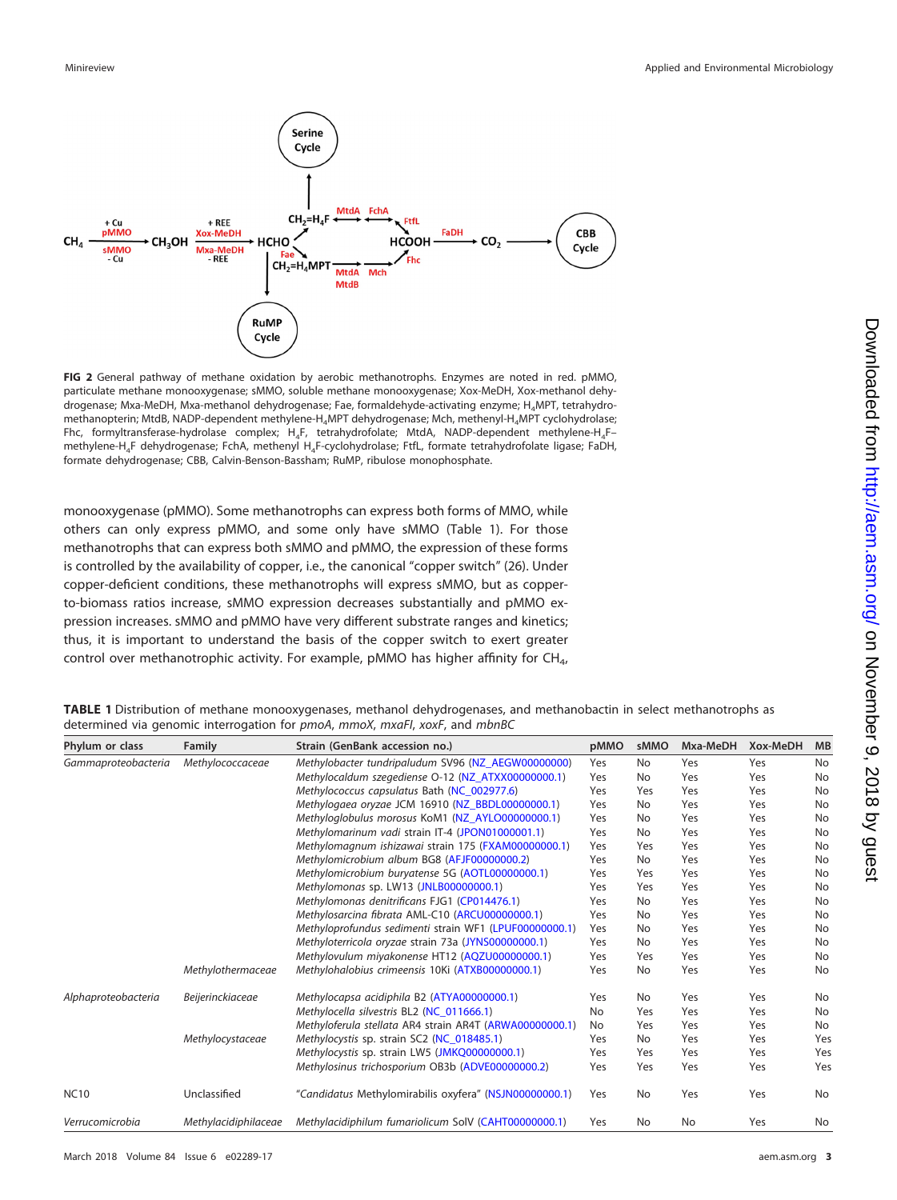**FIG 2** General pathway of methane oxidation by aerobic methanotrophs. Enzymes are noted in red. pMMO, particulate methane monooxygenase; sMMO, soluble methane monooxygenase; Xox-MeDH, Xox-methanol dehydrogenase; Mxa-MeDH, Mxa-methanol dehydrogenase; Fae, formaldehyde-activating enzyme; $H_4MPT$, tetrahydromethanopterin; MtdB, NADP-dependent methylene-$H_4MPT$ dehydrogenase; Mch, methenyl-$H_4MPT$ cyclohydrolase; Fhc, formyltransferase-hydrolase complex; $H_4F$, tetrahydrofolate; MtdA, NADP-dependent methylene-$H_4F$–methylene-$H_4F$ dehydrogenase; FchA, methenyl $H_4F$-cyclohydrolase; FtfL, formate tetrahydrofolate ligase; FaDH, formate dehydrogenase; CBB, Calvin-Benson-Bassham; RuMP, ribulose monophosphate.

monooxygenase (pMMO). Some methanotrophs can express both forms of MMO, while others can only express pMMO, and some only have sMMO (Table 1). For those methanotrophs that can express both sMMO and pMMO, the expression of these forms is controlled by the availability of copper, i.e., the canonical "copper switch" (26). Under copper-deficient conditions, these methanotrophs will express sMMO, but as copper-to-biomass ratios increase, sMMO expression decreases substantially and pMMO expression increases. sMMO and pMMO have very different substrate ranges and kinetics; thus, it is important to understand the basis of the copper switch to exert greater control over methanotrophic activity. For example, pMMO has higher affinity for $CH_4$,

**TABLE 1** Distribution of methane monooxygenases, methanol dehydrogenases, and methanobactin in select methanotrophs as determined via genomic interrogation for *pmoA*, *mmoX*, *mxaFI*, *xoxF*, and *mbnBC*

| Phylum or class | Family | Strain (GenBank accession no.) | pMMO | sMMO | Mxa-MeDH | Xox-MeDH | MB |
|---|---|---|---|---|---|---|---|
| *Gammaproteobacteria* | *Methylococcaceae* | *Methylobacter tundripaludum* SV96 (NZ_AEGW00000000) | Yes | No | Yes | Yes | No |
| | | *Methylocaldum szegediense* O-12 (NZ_ATXX00000000.1) | Yes | No | Yes | Yes | No |
| | | *Methylococcus capsulatus* Bath (NC_002977.6) | Yes | Yes | Yes | Yes | No |
| | | *Methylogaea oryzae* JCM 16910 (NZ_BBDL00000000.1) | Yes | No | Yes | Yes | No |
| | | *Methyloglobulus morosus* KoM1 (NZ_AYLO00000000.1) | Yes | No | Yes | Yes | No |
| | | *Methylomarinum vadi* strain IT-4 (JPON01000001.1) | Yes | No | Yes | Yes | No |
| | | *Methylomagnum ishizawai* strain 175 (FXAM00000000.1) | Yes | Yes | Yes | Yes | No |
| | | *Methylomicrobium album* BG8 (AFJF00000000.2) | Yes | No | Yes | Yes | No |
| | | *Methylomicrobium buryatense* 5G (AOTL00000000.1) | Yes | Yes | Yes | Yes | No |
| | | *Methylomonas* sp. LW13 (JNLB00000000.1) | Yes | Yes | Yes | Yes | No |
| | | *Methylomonas denitrificans* FJG1 (CP014476.1) | Yes | No | Yes | Yes | No |
| | | *Methylosarcina fibrata* AML-C10 (ARCU00000000.1) | Yes | No | Yes | Yes | No |
| | | *Methyloprofundus sedimenti* strain WF1 (LPUF00000000.1) | Yes | No | Yes | Yes | No |
| | | *Methyloterricola oryzae* strain 73a (JYNS00000000.1) | Yes | No | Yes | Yes | No |
| | | *Methylovulum miyakonense* HT12 (AQZU00000000.1) | Yes | Yes | Yes | Yes | No |
| | *Methylothermaceae* | *Methylohalobius crimeensis* 10Ki (ATXB00000000.1) | Yes | No | Yes | Yes | No |
| *Alphaproteobacteria* | *Beijerinckiaceae* | *Methylocapsa acidiphila* B2 (ATYA00000000.1) | Yes | No | Yes | Yes | No |
| | | *Methylocella silvestris* BL2 (NC_011666.1) | No | Yes | Yes | Yes | No |
| | | *Methyloferula stellata* AR4 strain AR4T (ARWA00000000.1) | No | Yes | Yes | Yes | No |
| | *Methylocystaceae* | *Methylocystis* sp. strain SC2 (NC_018485.1) | Yes | No | Yes | Yes | Yes |
| | | *Methylocystis* sp. strain LW5 (JMKQ00000000.1) | Yes | Yes | Yes | Yes | Yes |
| | | *Methylosinus trichosporium* OB3b (ADVE00000000.2) | Yes | Yes | Yes | Yes | Yes |
| NC10 | Unclassified | "*Candidatus* Methylomirabilis oxyfera" (NSJN00000000.1) | Yes | No | Yes | Yes | No |
| *Verrucomicrobia* | *Methylacidiphilaceae* | *Methylacidiphilum fumariolicum* SolV (CAHT00000000.1) | Yes | No | No | Yes | No |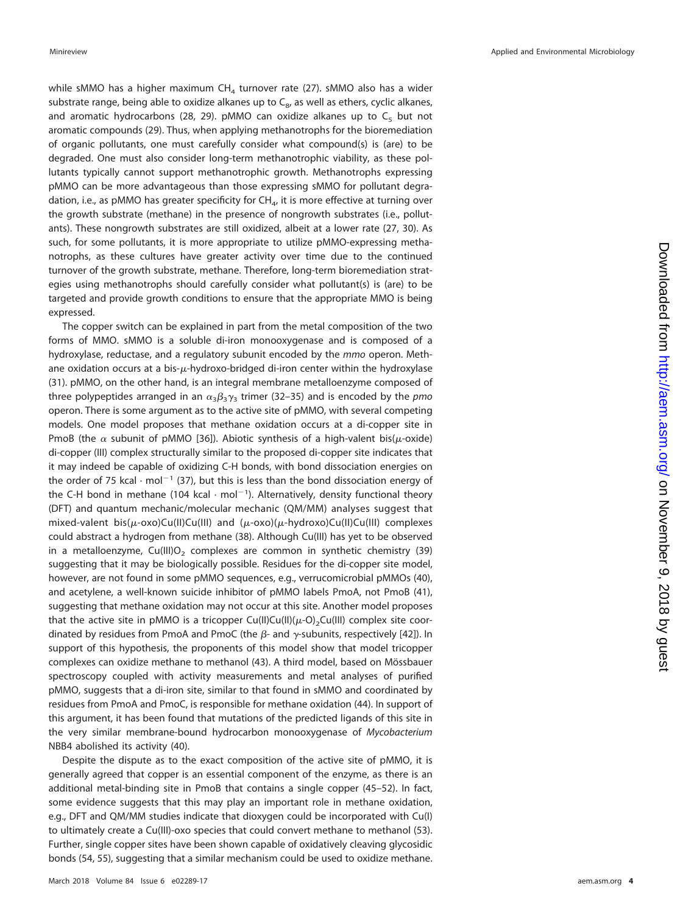while sMMO has a higher maximum $CH_4$ turnover rate (27). sMMO also has a wider substrate range, being able to oxidize alkanes up to $C_8$, as well as ethers, cyclic alkanes, and aromatic hydrocarbons (28, 29). pMMO can oxidize alkanes up to $C_5$ but not aromatic compounds (29). Thus, when applying methanotrophs for the bioremediation of organic pollutants, one must carefully consider what compound(s) is (are) to be degraded. One must also consider long-term methanotrophic viability, as these pollutants typically cannot support methanotrophic growth. Methanotrophs expressing pMMO can be more advantageous than those expressing sMMO for pollutant degradation, i.e., as pMMO has greater specificity for $CH_4$, it is more effective at turning over the growth substrate (methane) in the presence of nongrowth substrates (i.e., pollutants). These nongrowth substrates are still oxidized, albeit at a lower rate (27, 30). As such, for some pollutants, it is more appropriate to utilize pMMO-expressing methanotrophs, as these cultures have greater activity over time due to the continued turnover of the growth substrate, methane. Therefore, long-term bioremediation strategies using methanotrophs should carefully consider what pollutant(s) is (are) to be targeted and provide growth conditions to ensure that the appropriate MMO is being expressed.

The copper switch can be explained in part from the metal composition of the two forms of MMO. sMMO is a soluble di-iron monooxygenase and is composed of a hydroxylase, reductase, and a regulatory subunit encoded by the *mmo* operon. Methane oxidation occurs at a bis-$\mu$-hydroxo-bridged di-iron center within the hydroxylase (31). pMMO, on the other hand, is an integral membrane metalloenzyme composed of three polypeptides arranged in an $\alpha_3\beta_3\gamma_3$ trimer (32–35) and is encoded by the *pmo* operon. There is some argument as to the active site of pMMO, with several competing models. One model proposes that methane oxidation occurs at a di-copper site in PmoB (the $\alpha$ subunit of pMMO [36]). Abiotic synthesis of a high-valent bis($\mu$-oxide) di-copper (III) complex structurally similar to the proposed di-copper site indicates that it may indeed be capable of oxidizing C-H bonds, with bond dissociation energies on the order of 75 kcal · mol$^{-1}$ (37), but this is less than the bond dissociation energy of the C-H bond in methane (104 kcal · mol$^{-1}$). Alternatively, density functional theory (DFT) and quantum mechanic/molecular mechanic (QM/MM) analyses suggest that mixed-valent bis($\mu$-oxo)Cu(II)Cu(III) and ($\mu$-oxo)($\mu$-hydroxo)Cu(II)Cu(III) complexes could abstract a hydrogen from methane (38). Although Cu(III) has yet to be observed in a metalloenzyme, Cu(III)$O_2$ complexes are common in synthetic chemistry (39) suggesting that it may be biologically possible. Residues for the di-copper site model, however, are not found in some pMMO sequences, e.g., verrucomicrobial pMMOs (40), and acetylene, a well-known suicide inhibitor of pMMO labels PmoA, not PmoB (41), suggesting that methane oxidation may not occur at this site. Another model proposes that the active site in pMMO is a tricopper Cu(II)Cu(II)($\mu$-O)$_2$Cu(III) complex site coordinated by residues from PmoA and PmoC (the $\beta$- and $\gamma$-subunits, respectively [42]). In support of this hypothesis, the proponents of this model show that model tricopper complexes can oxidize methane to methanol (43). A third model, based on Mössbauer spectroscopy coupled with activity measurements and metal analyses of purified pMMO, suggests that a di-iron site, similar to that found in sMMO and coordinated by residues from PmoA and PmoC, is responsible for methane oxidation (44). In support of this argument, it has been found that mutations of the predicted ligands of this site in the very similar membrane-bound hydrocarbon monooxygenase of *Mycobacterium* NBB4 abolished its activity (40).

Despite the dispute as to the exact composition of the active site of pMMO, it is generally agreed that copper is an essential component of the enzyme, as there is an additional metal-binding site in PmoB that contains a single copper (45–52). In fact, some evidence suggests that this may play an important role in methane oxidation, e.g., DFT and QM/MM studies indicate that dioxygen could be incorporated with Cu(I) to ultimately create a Cu(III)-oxo species that could convert methane to methanol (53). Further, single copper sites have been shown capable of oxidatively cleaving glycosidic bonds (54, 55), suggesting that a similar mechanism could be used to oxidize methane.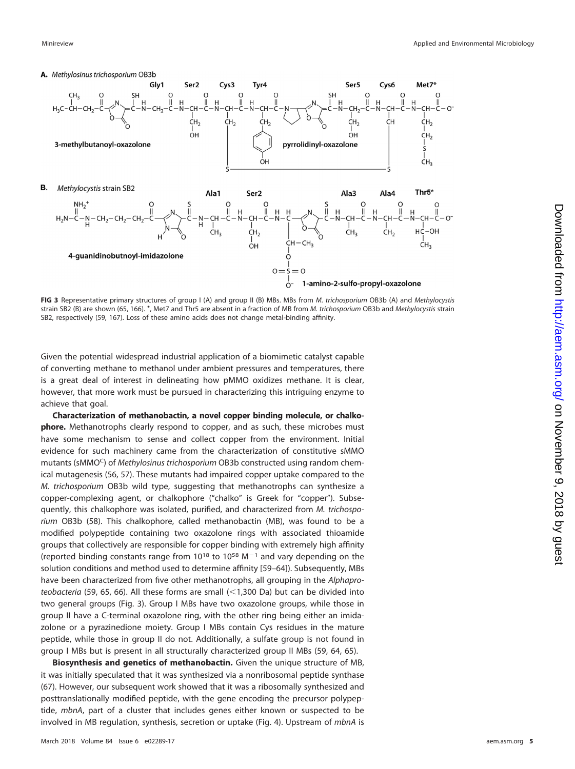**FIG 3** Representative primary structures of group I (A) and group II (B) MBs. MBs from *M. trichosporium* OB3b (A) and *Methylocystis* strain SB2 (B) are shown (65, 166). *, Met7 and Thr5 are absent in a fraction of MB from *M. trichosporium* OB3b and *Methylocystis* strain SB2, respectively (59, 167). Loss of these amino acids does not change metal-binding affinity.

Given the potential widespread industrial application of a biomimetic catalyst capable of converting methane to methanol under ambient pressures and temperatures, there is a great deal of interest in delineating how pMMO oxidizes methane. It is clear, however, that more work must be pursued in characterizing this intriguing enzyme to achieve that goal.

**Characterization of methanobactin, a novel copper binding molecule, or chalkophore.** Methanotrophs clearly respond to copper, and as such, these microbes must have some mechanism to sense and collect copper from the environment. Initial evidence for such machinery came from the characterization of constitutive sMMO mutants ($sMMO^C$) of *Methylosinus trichosporium* OB3b constructed using random chemical mutagenesis (56, 57). These mutants had impaired copper uptake compared to the *M. trichosporium* OB3b wild type, suggesting that methanotrophs can synthesize a copper-complexing agent, or chalkophore ("chalko" is Greek for "copper"). Subsequently, this chalkophore was isolated, purified, and characterized from *M. trichosporium* OB3b (58). This chalkophore, called methanobactin (MB), was found to be a modified polypeptide containing two oxazolone rings with associated thioamide groups that collectively are responsible for copper binding with extremely high affinity (reported binding constants range from $10^{18}$ to $10^{58}$ $M^{-1}$ and vary depending on the solution conditions and method used to determine affinity [59–64]). Subsequently, MBs have been characterized from five other methanotrophs, all grouping in the *Alphaproteobacteria* (59, 65, 66). All these forms are small (<1,300 Da) but can be divided into two general groups (Fig. 3). Group I MBs have two oxazolone groups, while those in group II have a C-terminal oxazolone ring, with the other ring being either an imidazolone or a pyrazinedione moiety. Group I MBs contain Cys residues in the mature peptide, while those in group II do not. Additionally, a sulfate group is not found in group I MBs but is present in all structurally characterized group II MBs (59, 64, 65).

**Biosynthesis and genetics of methanobactin.** Given the unique structure of MB, it was initially speculated that it was synthesized via a nonribosomal peptide synthase (67). However, our subsequent work showed that it was a ribosomally synthesized and posttranslationally modified peptide, with the gene encoding the precursor polypeptide, *mbnA*, part of a cluster that includes genes either known or suspected to be involved in MB regulation, synthesis, secretion or uptake (Fig. 4). Upstream of *mbnA* is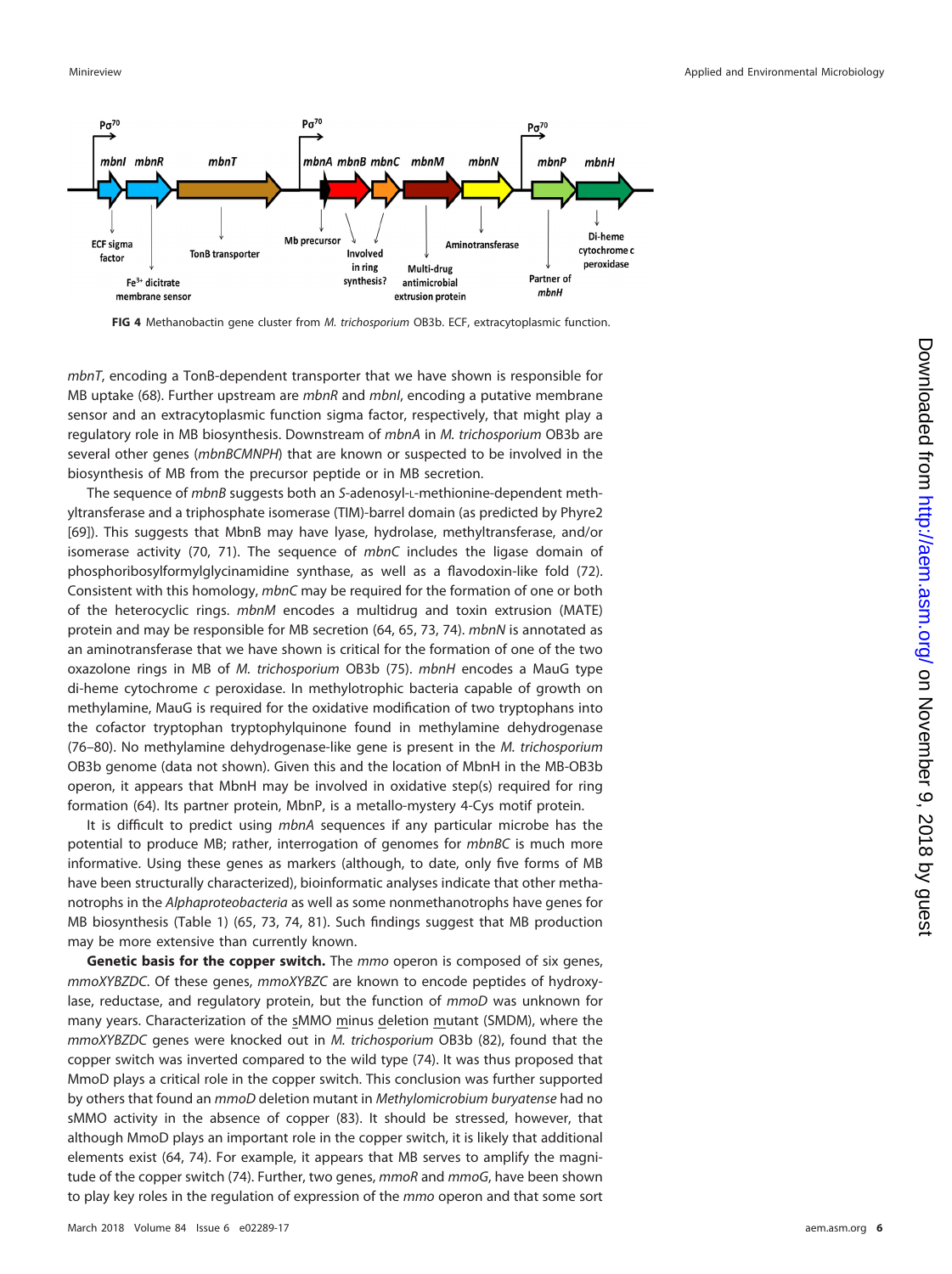**FIG 4** Methanobactin gene cluster from *M. trichosporium* OB3b. ECF, extracytoplasmic function.

*mbnT*, encoding a TonB-dependent transporter that we have shown is responsible for MB uptake (68). Further upstream are *mbnR* and *mbnI*, encoding a putative membrane sensor and an extracytoplasmic function sigma factor, respectively, that might play a regulatory role in MB biosynthesis. Downstream of *mbnA* in *M. trichosporium* OB3b are several other genes (*mbnBCMNPH*) that are known or suspected to be involved in the biosynthesis of MB from the precursor peptide or in MB secretion.

The sequence of *mbnB* suggests both an *S*-adenosyl-L-methionine-dependent methyltransferase and a triphosphate isomerase (TIM)-barrel domain (as predicted by Phyre2 [69]). This suggests that MbnB may have lyase, hydrolase, methyltransferase, and/or isomerase activity (70, 71). The sequence of *mbnC* includes the ligase domain of phosphoribosylformylglycinamidine synthase, as well as a flavodoxin-like fold (72). Consistent with this homology, *mbnC* may be required for the formation of one or both of the heterocyclic rings. *mbnM* encodes a multidrug and toxin extrusion (MATE) protein and may be responsible for MB secretion (64, 65, 73, 74). *mbnN* is annotated as an aminotransferase that we have shown is critical for the formation of one of the two oxazolone rings in MB of *M. trichosporium* OB3b (75). *mbnH* encodes a MauG type di-heme cytochrome *c* peroxidase. In methylotrophic bacteria capable of growth on methylamine, MauG is required for the oxidative modification of two tryptophans into the cofactor tryptophan tryptophylquinone found in methylamine dehydrogenase (76–80). No methylamine dehydrogenase-like gene is present in the *M. trichosporium* OB3b genome (data not shown). Given this and the location of MbnH in the MB-OB3b operon, it appears that MbnH may be involved in oxidative step(s) required for ring formation (64). Its partner protein, MbnP, is a metallo-mystery 4-Cys motif protein.

It is difficult to predict using *mbnA* sequences if any particular microbe has the potential to produce MB; rather, interrogation of genomes for *mbnBC* is much more informative. Using these genes as markers (although, to date, only five forms of MB have been structurally characterized), bioinformatic analyses indicate that other methanotrophs in the *Alphaproteobacteria* as well as some nonmethanotrophs have genes for MB biosynthesis (Table 1) (65, 73, 74, 81). Such findings suggest that MB production may be more extensive than currently known.

**Genetic basis for the copper switch.** The *mmo* operon is composed of six genes, *mmoXYBZDC*. Of these genes, *mmoXYBZC* are known to encode peptides of hydroxylase, reductase, and regulatory protein, but the function of *mmoD* was unknown for many years. Characterization of the sMMO minus deletion mutant (SMDM), where the *mmoXYBZDC* genes were knocked out in *M. trichosporium* OB3b (82), found that the copper switch was inverted compared to the wild type (74). It was thus proposed that MmoD plays a critical role in the copper switch. This conclusion was further supported by others that found an *mmoD* deletion mutant in *Methylomicrobium buryatense* had no sMMO activity in the absence of copper (83). It should be stressed, however, that although MmoD plays an important role in the copper switch, it is likely that additional elements exist (64, 74). For example, it appears that MB serves to amplify the magnitude of the copper switch (74). Further, two genes, *mmoR* and *mmoG*, have been shown to play key roles in the regulation of expression of the *mmo* operon and that some sort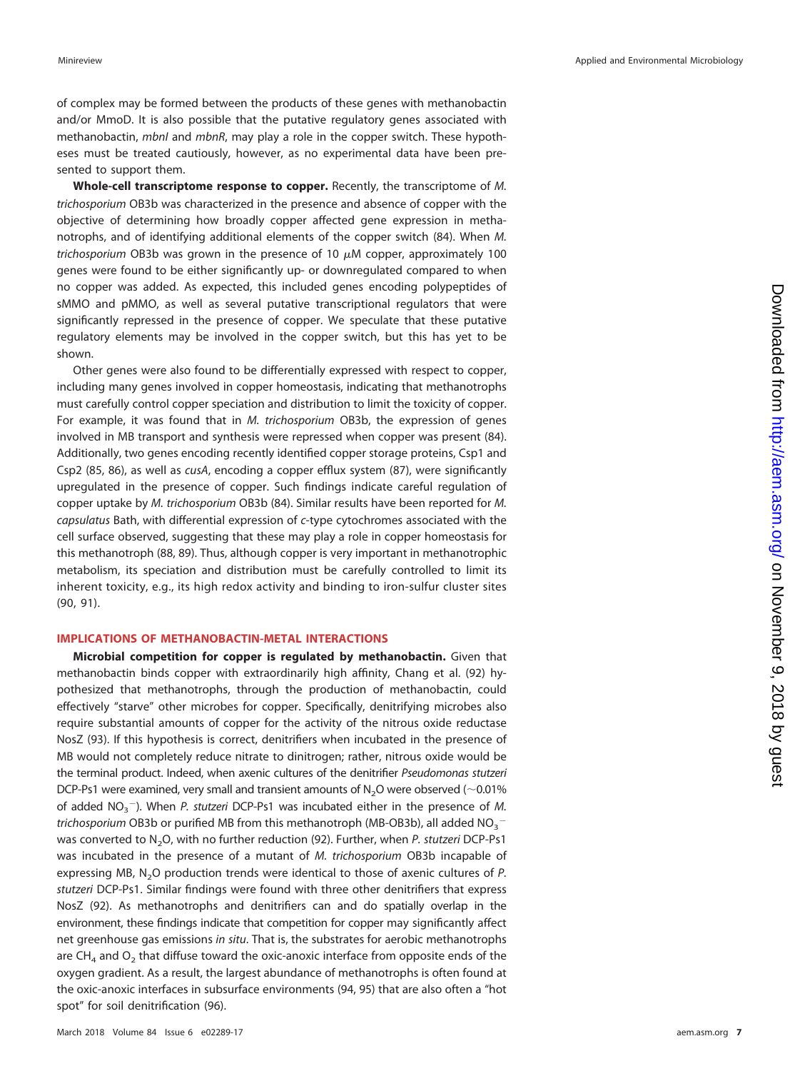of complex may be formed between the products of these genes with methanobactin and/or MmoD. It is also possible that the putative regulatory genes associated with methanobactin, *mbnI* and *mbnR*, may play a role in the copper switch. These hypotheses must be treated cautiously, however, as no experimental data have been presented to support them.

**Whole-cell transcriptome response to copper.** Recently, the transcriptome of *M. trichosporium* OB3b was characterized in the presence and absence of copper with the objective of determining how broadly copper affected gene expression in methanotrophs, and of identifying additional elements of the copper switch (84). When *M. trichosporium* OB3b was grown in the presence of 10 $\mu$M copper, approximately 100 genes were found to be either significantly up- or downregulated compared to when no copper was added. As expected, this included genes encoding polypeptides of sMMO and pMMO, as well as several putative transcriptional regulators that were significantly repressed in the presence of copper. We speculate that these putative regulatory elements may be involved in the copper switch, but this has yet to be shown.

Other genes were also found to be differentially expressed with respect to copper, including many genes involved in copper homeostasis, indicating that methanotrophs must carefully control copper speciation and distribution to limit the toxicity of copper. For example, it was found that in *M. trichosporium* OB3b, the expression of genes involved in MB transport and synthesis were repressed when copper was present (84). Additionally, two genes encoding recently identified copper storage proteins, Csp1 and Csp2 (85, 86), as well as *cusA*, encoding a copper efflux system (87), were significantly upregulated in the presence of copper. Such findings indicate careful regulation of copper uptake by *M. trichosporium* OB3b (84). Similar results have been reported for *M. capsulatus* Bath, with differential expression of *c*-type cytochromes associated with the cell surface observed, suggesting that these may play a role in copper homeostasis for this methanotroph (88, 89). Thus, although copper is very important in methanotrophic metabolism, its speciation and distribution must be carefully controlled to limit its inherent toxicity, e.g., its high redox activity and binding to iron-sulfur cluster sites (90, 91).

## IMPLICATIONS OF METHANOBACTIN-METAL INTERACTIONS

**Microbial competition for copper is regulated by methanobactin.** Given that methanobactin binds copper with extraordinarily high affinity, Chang et al. (92) hypothesized that methanotrophs, through the production of methanobactin, could effectively "starve" other microbes for copper. Specifically, denitrifying microbes also require substantial amounts of copper for the activity of the nitrous oxide reductase NosZ (93). If this hypothesis is correct, denitrifiers when incubated in the presence of MB would not completely reduce nitrate to dinitrogen; rather, nitrous oxide would be the terminal product. Indeed, when axenic cultures of the denitrifier *Pseudomonas stutzeri* DCP-Ps1 were examined, very small and transient amounts of $N_2O$ were observed (~0.01% of added $NO_3^-$). When *P. stutzeri* DCP-Ps1 was incubated either in the presence of *M. trichosporium* OB3b or purified MB from this methanotroph (MB-OB3b), all added $NO_3^-$ was converted to $N_2O$, with no further reduction (92). Further, when *P. stutzeri* DCP-Ps1 was incubated in the presence of a mutant of *M. trichosporium* OB3b incapable of expressing MB, $N_2O$ production trends were identical to those of axenic cultures of *P. stutzeri* DCP-Ps1. Similar findings were found with three other denitrifiers that express NosZ (92). As methanotrophs and denitrifiers can and do spatially overlap in the environment, these findings indicate that competition for copper may significantly affect net greenhouse gas emissions *in situ*. That is, the substrates for aerobic methanotrophs are $CH_4$ and $O_2$ that diffuse toward the oxic-anoxic interface from opposite ends of the oxygen gradient. As a result, the largest abundance of methanotrophs is often found at the oxic-anoxic interfaces in subsurface environments (94, 95) that are also often a "hot spot" for soil denitrification (96).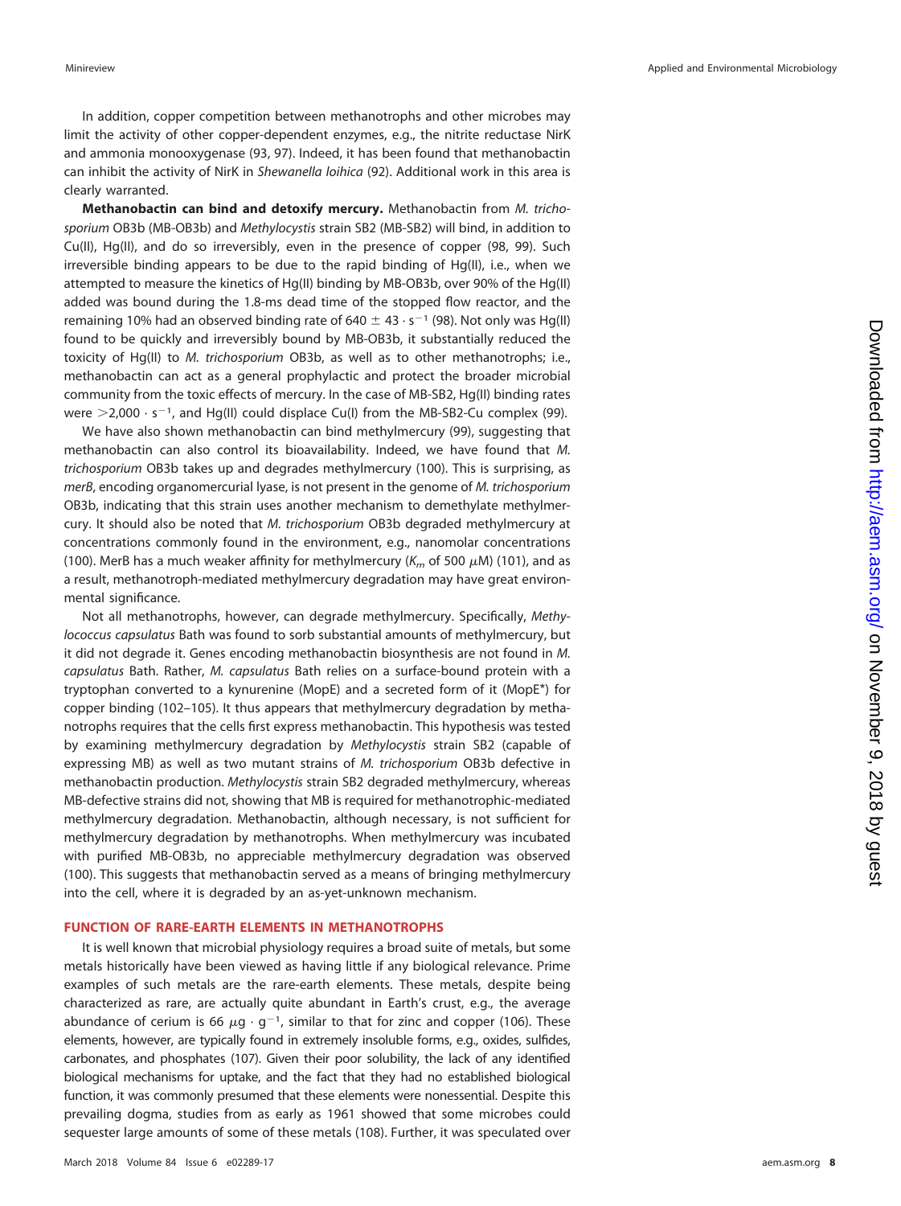In addition, copper competition between methanotrophs and other microbes may limit the activity of other copper-dependent enzymes, e.g., the nitrite reductase NirK and ammonia monooxygenase (93, 97). Indeed, it has been found that methanobactin can inhibit the activity of NirK in *Shewanella loihica* (92). Additional work in this area is clearly warranted.

**Methanobactin can bind and detoxify mercury.** Methanobactin from *M. trichosporium* OB3b (MB-OB3b) and *Methylocystis* strain SB2 (MB-SB2) will bind, in addition to Cu(II), Hg(II), and do so irreversibly, even in the presence of copper (98, 99). Such irreversible binding appears to be due to the rapid binding of Hg(II), i.e., when we attempted to measure the kinetics of Hg(II) binding by MB-OB3b, over 90% of the Hg(II) added was bound during the 1.8-ms dead time of the stopped flow reactor, and the remaining 10% had an observed binding rate of $640 \pm 43 \cdot s^{-1}$ (98). Not only was Hg(II) found to be quickly and irreversibly bound by MB-OB3b, it substantially reduced the toxicity of Hg(II) to *M. trichosporium* OB3b, as well as to other methanotrophs; i.e., methanobactin can act as a general prophylactic and protect the broader microbial community from the toxic effects of mercury. In the case of MB-SB2, Hg(II) binding rates were $>2{,}000 \cdot s^{-1}$, and Hg(II) could displace Cu(I) from the MB-SB2-Cu complex (99).

We have also shown methanobactin can bind methylmercury (99), suggesting that methanobactin can also control its bioavailability. Indeed, we have found that *M. trichosporium* OB3b takes up and degrades methylmercury (100). This is surprising, as *merB*, encoding organomercurial lyase, is not present in the genome of *M. trichosporium* OB3b, indicating that this strain uses another mechanism to demethylate methylmercury. It should also be noted that *M. trichosporium* OB3b degraded methylmercury at concentrations commonly found in the environment, e.g., nanomolar concentrations (100). MerB has a much weaker affinity for methylmercury ($K_m$ of 500 $\mu$M) (101), and as a result, methanotroph-mediated methylmercury degradation may have great environmental significance.

Not all methanotrophs, however, can degrade methylmercury. Specifically, *Methylococcus capsulatus* Bath was found to sorb substantial amounts of methylmercury, but it did not degrade it. Genes encoding methanobactin biosynthesis are not found in *M. capsulatus* Bath. Rather, *M. capsulatus* Bath relies on a surface-bound protein with a tryptophan converted to a kynurenine (MopE) and a secreted form of it (MopE*) for copper binding (102–105). It thus appears that methylmercury degradation by methanotrophs requires that the cells first express methanobactin. This hypothesis was tested by examining methylmercury degradation by *Methylocystis* strain SB2 (capable of expressing MB) as well as two mutant strains of *M. trichosporium* OB3b defective in methanobactin production. *Methylocystis* strain SB2 degraded methylmercury, whereas MB-defective strains did not, showing that MB is required for methanotrophic-mediated methylmercury degradation. Methanobactin, although necessary, is not sufficient for methylmercury degradation by methanotrophs. When methylmercury was incubated with purified MB-OB3b, no appreciable methylmercury degradation was observed (100). This suggests that methanobactin served as a means of bringing methylmercury into the cell, where it is degraded by an as-yet-unknown mechanism.

## FUNCTION OF RARE-EARTH ELEMENTS IN METHANOTROPHS

It is well known that microbial physiology requires a broad suite of metals, but some metals historically have been viewed as having little if any biological relevance. Prime examples of such metals are the rare-earth elements. These metals, despite being characterized as rare, are actually quite abundant in Earth's crust, e.g., the average abundance of cerium is $66\ \mu g \cdot g^{-1}$, similar to that for zinc and copper (106). These elements, however, are typically found in extremely insoluble forms, e.g., oxides, sulfides, carbonates, and phosphates (107). Given their poor solubility, the lack of any identified biological mechanisms for uptake, and the fact that they had no established biological function, it was commonly presumed that these elements were nonessential. Despite this prevailing dogma, studies from as early as 1961 showed that some microbes could sequester large amounts of some of these metals (108). Further, it was speculated over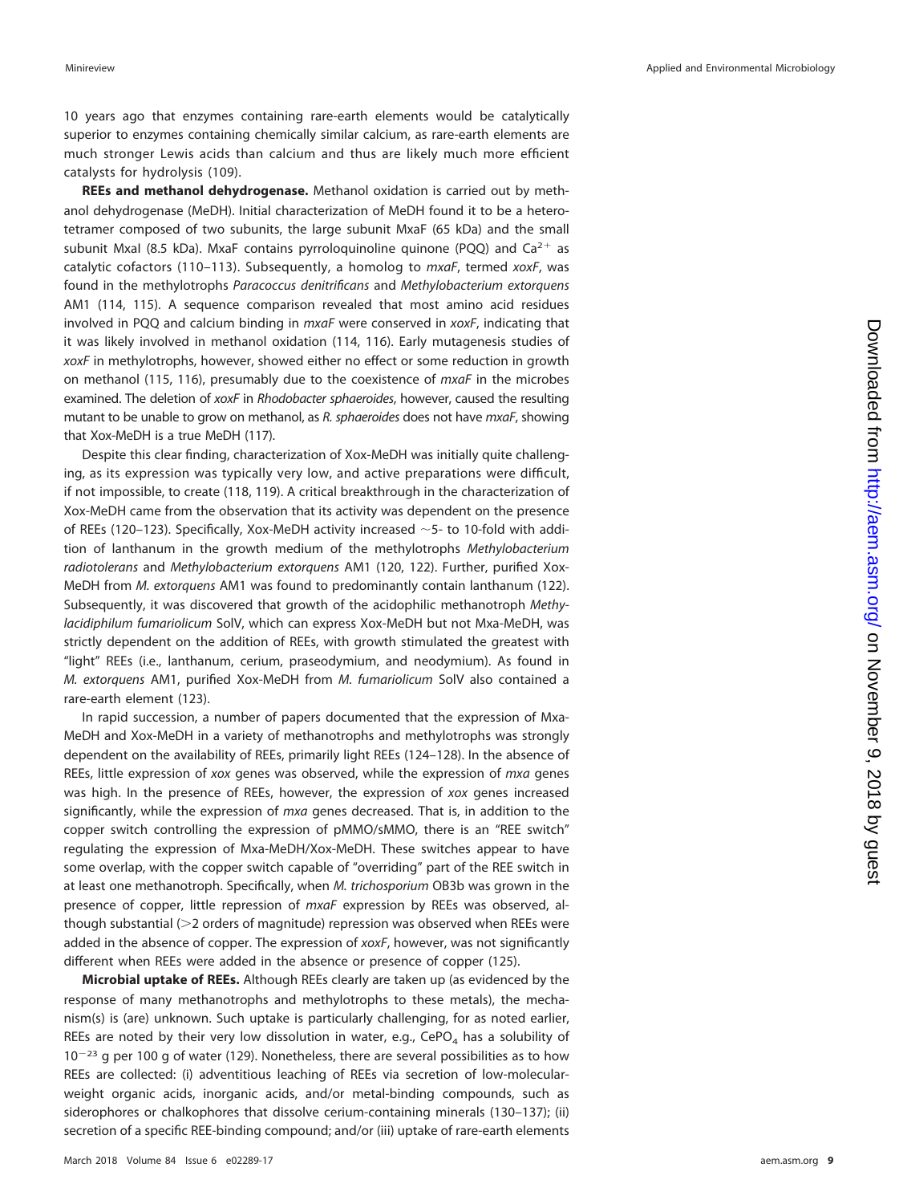10 years ago that enzymes containing rare-earth elements would be catalytically superior to enzymes containing chemically similar calcium, as rare-earth elements are much stronger Lewis acids than calcium and thus are likely much more efficient catalysts for hydrolysis (109).

**REEs and methanol dehydrogenase.** Methanol oxidation is carried out by methanol dehydrogenase (MeDH). Initial characterization of MeDH found it to be a heterotetramer composed of two subunits, the large subunit MxaF (65 kDa) and the small subunit MxaI (8.5 kDa). MxaF contains pyrroloquinoline quinone (PQQ) and $Ca^{2+}$ as catalytic cofactors (110–113). Subsequently, a homolog to *mxaF*, termed *xoxF*, was found in the methylotrophs *Paracoccus denitrificans* and *Methylobacterium extorquens* AM1 (114, 115). A sequence comparison revealed that most amino acid residues involved in PQQ and calcium binding in *mxaF* were conserved in *xoxF*, indicating that it was likely involved in methanol oxidation (114, 116). Early mutagenesis studies of *xoxF* in methylotrophs, however, showed either no effect or some reduction in growth on methanol (115, 116), presumably due to the coexistence of *mxaF* in the microbes examined. The deletion of *xoxF* in *Rhodobacter sphaeroides*, however, caused the resulting mutant to be unable to grow on methanol, as *R. sphaeroides* does not have *mxaF*, showing that Xox-MeDH is a true MeDH (117).

Despite this clear finding, characterization of Xox-MeDH was initially quite challenging, as its expression was typically very low, and active preparations were difficult, if not impossible, to create (118, 119). A critical breakthrough in the characterization of Xox-MeDH came from the observation that its activity was dependent on the presence of REEs (120–123). Specifically, Xox-MeDH activity increased ~5- to 10-fold with addition of lanthanum in the growth medium of the methylotrophs *Methylobacterium radiotolerans* and *Methylobacterium extorquens* AM1 (120, 122). Further, purified Xox-MeDH from *M. extorquens* AM1 was found to predominantly contain lanthanum (122). Subsequently, it was discovered that growth of the acidophilic methanotroph *Methylacidiphilum fumariolicum* SolV, which can express Xox-MeDH but not Mxa-MeDH, was strictly dependent on the addition of REEs, with growth stimulated the greatest with "light" REEs (i.e., lanthanum, cerium, praseodymium, and neodymium). As found in *M. extorquens* AM1, purified Xox-MeDH from *M. fumariolicum* SolV also contained a rare-earth element (123).

In rapid succession, a number of papers documented that the expression of Mxa-MeDH and Xox-MeDH in a variety of methanotrophs and methylotrophs was strongly dependent on the availability of REEs, primarily light REEs (124–128). In the absence of REEs, little expression of *xox* genes was observed, while the expression of *mxa* genes was high. In the presence of REEs, however, the expression of *xox* genes increased significantly, while the expression of *mxa* genes decreased. That is, in addition to the copper switch controlling the expression of pMMO/sMMO, there is an "REE switch" regulating the expression of Mxa-MeDH/Xox-MeDH. These switches appear to have some overlap, with the copper switch capable of "overriding" part of the REE switch in at least one methanotroph. Specifically, when *M. trichosporium* OB3b was grown in the presence of copper, little repression of *mxaF* expression by REEs was observed, although substantial (>2 orders of magnitude) repression was observed when REEs were added in the absence of copper. The expression of *xoxF*, however, was not significantly different when REEs were added in the absence or presence of copper (125).

**Microbial uptake of REEs.** Although REEs clearly are taken up (as evidenced by the response of many methanotrophs and methylotrophs to these metals), the mechanism(s) is (are) unknown. Such uptake is particularly challenging, for as noted earlier, REEs are noted by their very low dissolution in water, e.g., $CePO_4$ has a solubility of $10^{-23}$ g per 100 g of water (129). Nonetheless, there are several possibilities as to how REEs are collected: (i) adventitious leaching of REEs via secretion of low-molecular-weight organic acids, inorganic acids, and/or metal-binding compounds, such as siderophores or chalkophores that dissolve cerium-containing minerals (130–137); (ii) secretion of a specific REE-binding compound; and/or (iii) uptake of rare-earth elements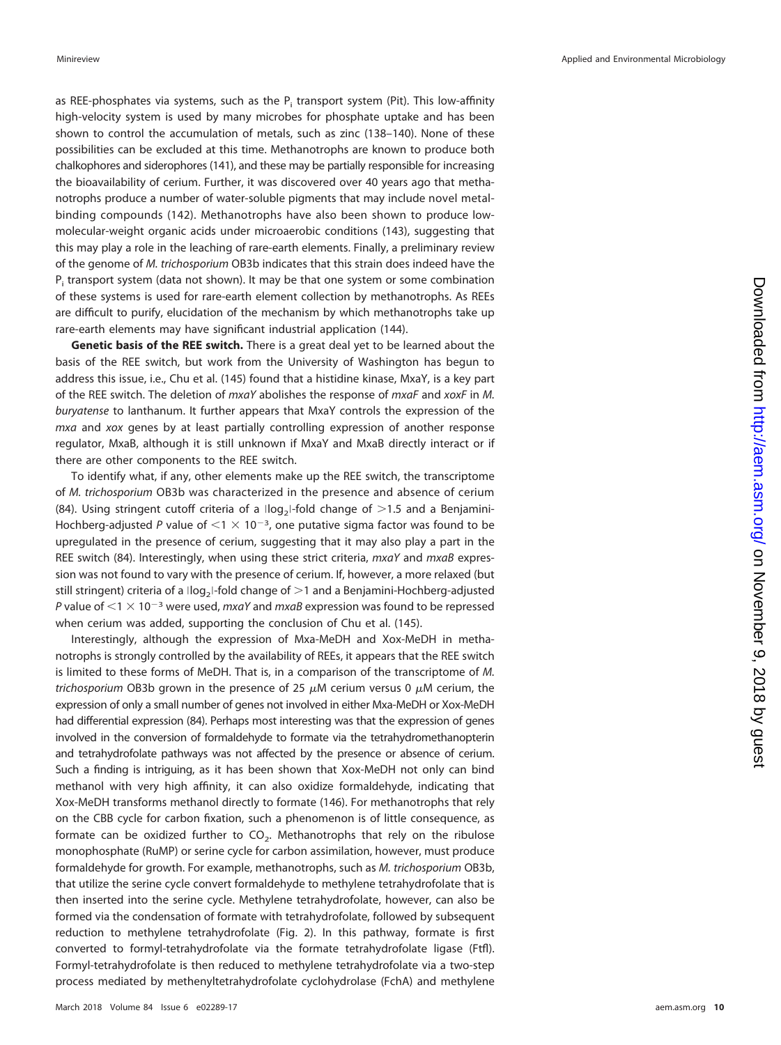as REE-phosphates via systems, such as the $P_i$ transport system (Pit). This low-affinity high-velocity system is used by many microbes for phosphate uptake and has been shown to control the accumulation of metals, such as zinc (138–140). None of these possibilities can be excluded at this time. Methanotrophs are known to produce both chalkophores and siderophores (141), and these may be partially responsible for increasing the bioavailability of cerium. Further, it was discovered over 40 years ago that methanotrophs produce a number of water-soluble pigments that may include novel metal-binding compounds (142). Methanotrophs have also been shown to produce low-molecular-weight organic acids under microaerobic conditions (143), suggesting that this may play a role in the leaching of rare-earth elements. Finally, a preliminary review of the genome of *M. trichosporium* OB3b indicates that this strain does indeed have the $P_i$ transport system (data not shown). It may be that one system or some combination of these systems is used for rare-earth element collection by methanotrophs. As REEs are difficult to purify, elucidation of the mechanism by which methanotrophs take up rare-earth elements may have significant industrial application (144).

**Genetic basis of the REE switch.** There is a great deal yet to be learned about the basis of the REE switch, but work from the University of Washington has begun to address this issue, i.e., Chu et al. (145) found that a histidine kinase, MxaY, is a key part of the REE switch. The deletion of *mxaY* abolishes the response of *mxaF* and *xoxF* in *M. buryatense* to lanthanum. It further appears that MxaY controls the expression of the *mxa* and *xox* genes by at least partially controlling expression of another response regulator, MxaB, although it is still unknown if MxaY and MxaB directly interact or if there are other components to the REE switch.

To identify what, if any, other elements make up the REE switch, the transcriptome of *M. trichosporium* OB3b was characterized in the presence and absence of cerium (84). Using stringent cutoff criteria of a $|\log_2|$-fold change of $>1.5$ and a Benjamini-Hochberg-adjusted *P* value of $<1 \times 10^{-3}$, one putative sigma factor was found to be upregulated in the presence of cerium, suggesting that it may also play a part in the REE switch (84). Interestingly, when using these strict criteria, *mxaY* and *mxaB* expression was not found to vary with the presence of cerium. If, however, a more relaxed (but still stringent) criteria of a $|\log_2|$-fold change of $>1$ and a Benjamini-Hochberg-adjusted *P* value of $<1 \times 10^{-3}$ were used, *mxaY* and *mxaB* expression was found to be repressed when cerium was added, supporting the conclusion of Chu et al. (145).

Interestingly, although the expression of Mxa-MeDH and Xox-MeDH in methanotrophs is strongly controlled by the availability of REEs, it appears that the REE switch is limited to these forms of MeDH. That is, in a comparison of the transcriptome of *M. trichosporium* OB3b grown in the presence of 25 $\mu$M cerium versus 0 $\mu$M cerium, the expression of only a small number of genes not involved in either Mxa-MeDH or Xox-MeDH had differential expression (84). Perhaps most interesting was that the expression of genes involved in the conversion of formaldehyde to formate via the tetrahydromethanopterin and tetrahydrofolate pathways was not affected by the presence or absence of cerium. Such a finding is intriguing, as it has been shown that Xox-MeDH not only can bind methanol with very high affinity, it can also oxidize formaldehyde, indicating that Xox-MeDH transforms methanol directly to formate (146). For methanotrophs that rely on the CBB cycle for carbon fixation, such a phenomenon is of little consequence, as formate can be oxidized further to $CO_2$. Methanotrophs that rely on the ribulose monophosphate (RuMP) or serine cycle for carbon assimilation, however, must produce formaldehyde for growth. For example, methanotrophs, such as *M. trichosporium* OB3b, that utilize the serine cycle convert formaldehyde to methylene tetrahydrofolate that is then inserted into the serine cycle. Methylene tetrahydrofolate, however, can also be formed via the condensation of formate with tetrahydrofolate, followed by subsequent reduction to methylene tetrahydrofolate (Fig. 2). In this pathway, formate is first converted to formyl-tetrahydrofolate via the formate tetrahydrofolate ligase (Ftfl). Formyl-tetrahydrofolate is then reduced to methylene tetrahydrofolate via a two-step process mediated by methenyltetrahydrofolate cyclohydrolase (FchA) and methylene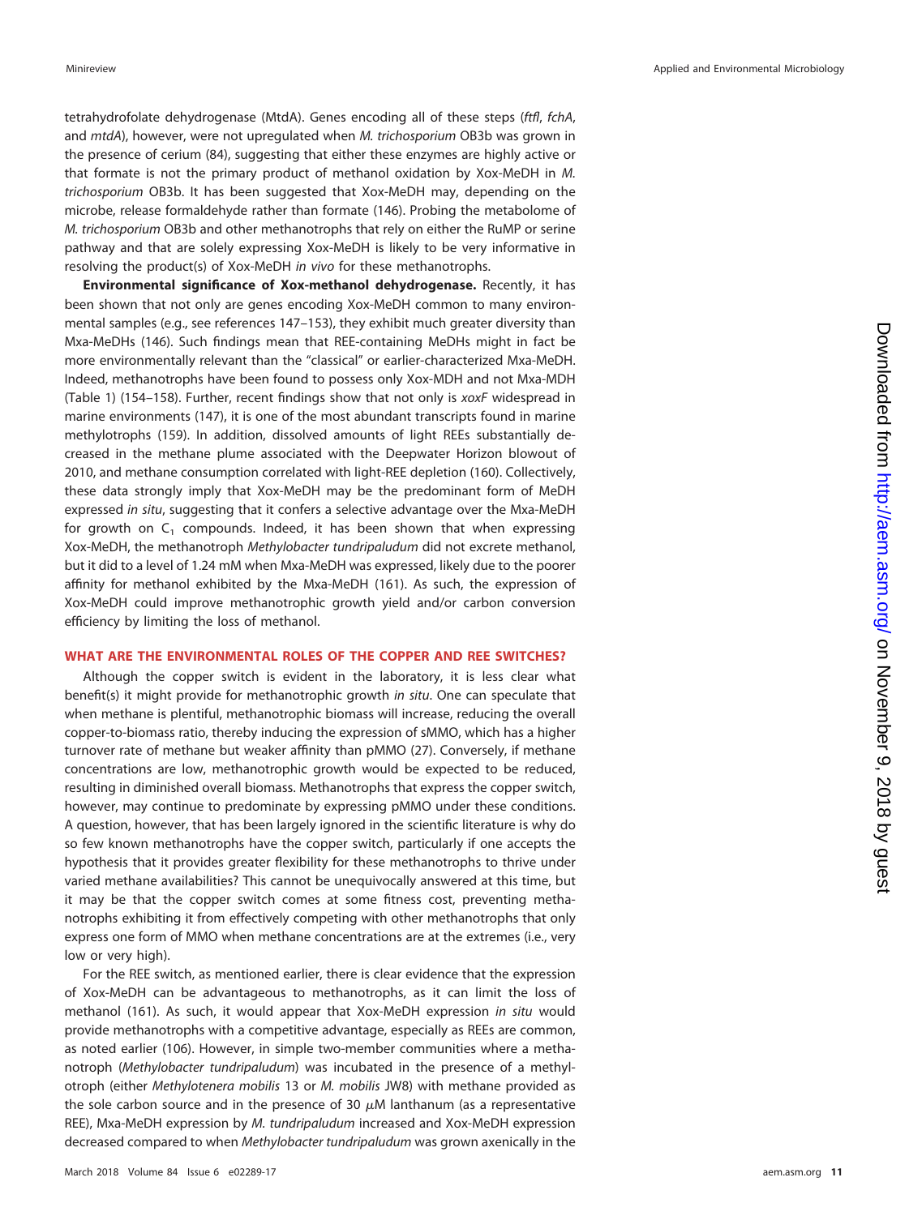tetrahydrofolate dehydrogenase (MtdA). Genes encoding all of these steps (*ftfl*, *fchA*, and *mtdA*), however, were not upregulated when *M. trichosporium* OB3b was grown in the presence of cerium (84), suggesting that either these enzymes are highly active or that formate is not the primary product of methanol oxidation by Xox-MeDH in *M. trichosporium* OB3b. It has been suggested that Xox-MeDH may, depending on the microbe, release formaldehyde rather than formate (146). Probing the metabolome of *M. trichosporium* OB3b and other methanotrophs that rely on either the RuMP or serine pathway and that are solely expressing Xox-MeDH is likely to be very informative in resolving the product(s) of Xox-MeDH *in vivo* for these methanotrophs.

**Environmental significance of Xox-methanol dehydrogenase.** Recently, it has been shown that not only are genes encoding Xox-MeDH common to many environmental samples (e.g., see references 147–153), they exhibit much greater diversity than Mxa-MeDHs (146). Such findings mean that REE-containing MeDHs might in fact be more environmentally relevant than the "classical" or earlier-characterized Mxa-MeDH. Indeed, methanotrophs have been found to possess only Xox-MDH and not Mxa-MDH (Table 1) (154–158). Further, recent findings show that not only is *xoxF* widespread in marine environments (147), it is one of the most abundant transcripts found in marine methylotrophs (159). In addition, dissolved amounts of light REEs substantially decreased in the methane plume associated with the Deepwater Horizon blowout of 2010, and methane consumption correlated with light-REE depletion (160). Collectively, these data strongly imply that Xox-MeDH may be the predominant form of MeDH expressed *in situ*, suggesting that it confers a selective advantage over the Mxa-MeDH for growth on $C_1$ compounds. Indeed, it has been shown that when expressing Xox-MeDH, the methanotroph *Methylobacter tundripaludum* did not excrete methanol, but it did to a level of 1.24 mM when Mxa-MeDH was expressed, likely due to the poorer affinity for methanol exhibited by the Mxa-MeDH (161). As such, the expression of Xox-MeDH could improve methanotrophic growth yield and/or carbon conversion efficiency by limiting the loss of methanol.

## WHAT ARE THE ENVIRONMENTAL ROLES OF THE COPPER AND REE SWITCHES?

Although the copper switch is evident in the laboratory, it is less clear what benefit(s) it might provide for methanotrophic growth *in situ*. One can speculate that when methane is plentiful, methanotrophic biomass will increase, reducing the overall copper-to-biomass ratio, thereby inducing the expression of sMMO, which has a higher turnover rate of methane but weaker affinity than pMMO (27). Conversely, if methane concentrations are low, methanotrophic growth would be expected to be reduced, resulting in diminished overall biomass. Methanotrophs that express the copper switch, however, may continue to predominate by expressing pMMO under these conditions. A question, however, that has been largely ignored in the scientific literature is why do so few known methanotrophs have the copper switch, particularly if one accepts the hypothesis that it provides greater flexibility for these methanotrophs to thrive under varied methane availabilities? This cannot be unequivocally answered at this time, but it may be that the copper switch comes at some fitness cost, preventing methanotrophs exhibiting it from effectively competing with other methanotrophs that only express one form of MMO when methane concentrations are at the extremes (i.e., very low or very high).

For the REE switch, as mentioned earlier, there is clear evidence that the expression of Xox-MeDH can be advantageous to methanotrophs, as it can limit the loss of methanol (161). As such, it would appear that Xox-MeDH expression *in situ* would provide methanotrophs with a competitive advantage, especially as REEs are common, as noted earlier (106). However, in simple two-member communities where a methanotroph (*Methylobacter tundripaludum*) was incubated in the presence of a methylotroph (either *Methylotenera mobilis* 13 or *M. mobilis* JW8) with methane provided as the sole carbon source and in the presence of 30 $\mu$M lanthanum (as a representative REE), Mxa-MeDH expression by *M. tundripaludum* increased and Xox-MeDH expression decreased compared to when *Methylobacter tundripaludum* was grown axenically in the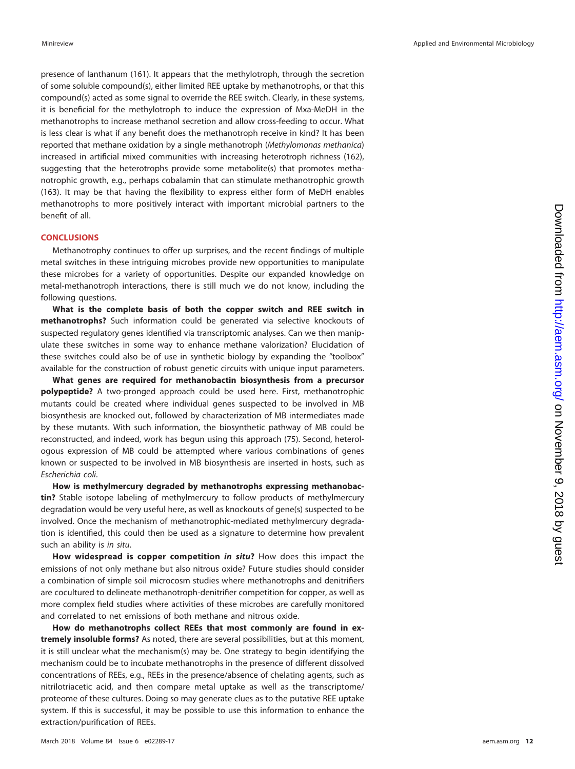presence of lanthanum (161). It appears that the methylotroph, through the secretion of some soluble compound(s), either limited REE uptake by methanotrophs, or that this compound(s) acted as some signal to override the REE switch. Clearly, in these systems, it is beneficial for the methylotroph to induce the expression of Mxa-MeDH in the methanotrophs to increase methanol secretion and allow cross-feeding to occur. What is less clear is what if any benefit does the methanotroph receive in kind? It has been reported that methane oxidation by a single methanotroph (*Methylomonas methanica*) increased in artificial mixed communities with increasing heterotroph richness (162), suggesting that the heterotrophs provide some metabolite(s) that promotes methanotrophic growth, e.g., perhaps cobalamin that can stimulate methanotrophic growth (163). It may be that having the flexibility to express either form of MeDH enables methanotrophs to more positively interact with important microbial partners to the benefit of all.

## CONCLUSIONS

Methanotrophy continues to offer up surprises, and the recent findings of multiple metal switches in these intriguing microbes provide new opportunities to manipulate these microbes for a variety of opportunities. Despite our expanded knowledge on metal-methanotroph interactions, there is still much we do not know, including the following questions.

**What is the complete basis of both the copper switch and REE switch in methanotrophs?** Such information could be generated via selective knockouts of suspected regulatory genes identified via transcriptomic analyses. Can we then manipulate these switches in some way to enhance methane valorization? Elucidation of these switches could also be of use in synthetic biology by expanding the "toolbox" available for the construction of robust genetic circuits with unique input parameters.

**What genes are required for methanobactin biosynthesis from a precursor polypeptide?** A two-pronged approach could be used here. First, methanotrophic mutants could be created where individual genes suspected to be involved in MB biosynthesis are knocked out, followed by characterization of MB intermediates made by these mutants. With such information, the biosynthetic pathway of MB could be reconstructed, and indeed, work has begun using this approach (75). Second, heterologous expression of MB could be attempted where various combinations of genes known or suspected to be involved in MB biosynthesis are inserted in hosts, such as *Escherichia coli*.

**How is methylmercury degraded by methanotrophs expressing methanobactin?** Stable isotope labeling of methylmercury to follow products of methylmercury degradation would be very useful here, as well as knockouts of gene(s) suspected to be involved. Once the mechanism of methanotrophic-mediated methylmercury degradation is identified, this could then be used as a signature to determine how prevalent such an ability is *in situ*.

**How widespread is copper competition *in situ*?** How does this impact the emissions of not only methane but also nitrous oxide? Future studies should consider a combination of simple soil microcosm studies where methanotrophs and denitrifiers are cocultured to delineate methanotroph-denitrifier competition for copper, as well as more complex field studies where activities of these microbes are carefully monitored and correlated to net emissions of both methane and nitrous oxide.

**How do methanotrophs collect REEs that most commonly are found in extremely insoluble forms?** As noted, there are several possibilities, but at this moment, it is still unclear what the mechanism(s) may be. One strategy to begin identifying the mechanism could be to incubate methanotrophs in the presence of different dissolved concentrations of REEs, e.g., REEs in the presence/absence of chelating agents, such as nitrilotriacetic acid, and then compare metal uptake as well as the transcriptome/proteome of these cultures. Doing so may generate clues as to the putative REE uptake system. If this is successful, it may be possible to use this information to enhance the extraction/purification of REEs.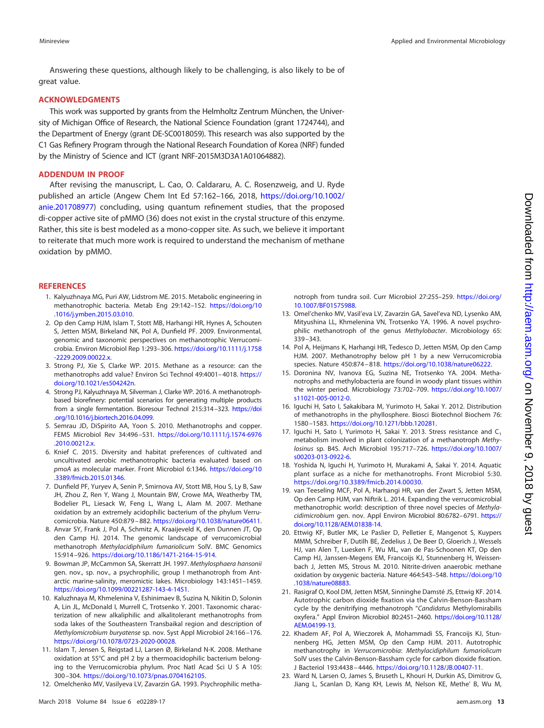Answering these questions, although likely to be challenging, is also likely to be of great value.

## ACKNOWLEDGMENTS

This work was supported by grants from the Helmholtz Zentrum München, the University of Michigan Office of Research, the National Science Foundation (grant 1724744), and the Department of Energy (grant DE-SC0018059). This research was also supported by the C1 Gas Refinery Program through the National Research Foundation of Korea (NRF) funded by the Ministry of Science and ICT (grant NRF-2015M3D3A1A01064882).

## ADDENDUM IN PROOF

After revising the manuscript, L. Cao, O. Caldararu, A. C. Rosenzweig, and U. Ryde published an article (Angew Chem Int Ed 57:162–166, 2018, https://doi.org/10.1002/anie.201708977) concluding, using quantum refinement studies, that the proposed di-copper active site of pMMO (36) does not exist in the crystal structure of this enzyme. Rather, this site is best modeled as a mono-copper site. As such, we believe it important to reiterate that much more work is required to understand the mechanism of methane oxidation by pMMO.

## REFERENCES

1. Kalyuzhnaya MG, Puri AW, Lidstrom ME. 2015. Metabolic engineering in methanotrophic bacteria. Metab Eng 29:142–152. https://doi.org/10.1016/j.ymben.2015.03.010.
2. Op den Camp HJM, Islam T, Stott MB, Harhangi HR, Hynes A, Schouten S, Jetten MSM, Birkeland NK, Pol A, Dunfield PF. 2009. Environmental, genomic and taxonomic perspectives on methanotrophic Verrucomicrobia. Environ Microbiol Rep 1:293–306. https://doi.org/10.1111/j.1758-2229.2009.00022.x.
3. Strong PJ, Xie S, Clarke WP. 2015. Methane as a resource: can the methanotrophs add value? Environ Sci Technol 49:4001–4018. https://doi.org/10.1021/es504242n.
4. Strong PJ, Kalyuzhnaya M, Silverman J, Clarke WP. 2016. A methanotroph-based biorefinery: potential scenarios for generating multiple products from a single fermentation. Bioresour Technol 215:314–323. https://doi.org/10.1016/j.biortech.2016.04.099.
5. Semrau JD, DiSpirito AA, Yoon S. 2010. Methanotrophs and copper. FEMS Microbiol Rev 34:496–531. https://doi.org/10.1111/j.1574-6976.2010.00212.x.
6. Knief C. 2015. Diversity and habitat preferences of cultivated and uncultivated aerobic methanotrophic bacteria evaluated based on *pmoA* as molecular marker. Front Microbiol 6:1346. https://doi.org/10.3389/fmicb.2015.01346.
7. Dunfield PF, Yuryev A, Senin P, Smirnova AV, Stott MB, Hou S, Ly B, Saw JH, Zhou Z, Ren Y, Wang J, Mountain BW, Crowe MA, Weatherby TM, Bodelier PL, Liesack W, Feng L, Wang L, Alam M. 2007. Methane oxidation by an extremely acidophilic bacterium of the phylum Verrucomicrobia. Nature 450:879–882. https://doi.org/10.1038/nature06411.
8. Anvar SY, Frank J, Pol A, Schmitz A, Kraaijeveld K, den Dunnen JT, Op den Camp HJ. 2014. The genomic landscape of verrucomicrobial methanotroph *Methylacidiphilum fumariolicum* SolV. BMC Genomics 15:914–926. https://doi.org/10.1186/1471-2164-15-914.
9. Bowman JP, McCammon SA, Skerratt JH. 1997. *Methylosphaera hansonii* gen. nov., sp. nov., a psychrophilic, group I methanotroph from Antarctic marine-salinity, meromictic lakes. Microbiology 143:1451–1459. https://doi.org/10.1099/00221287-143-4-1451.
10. Kaluzhnaya M, Khmelenina V, Eshinimaev B, Suzina N, Nikitin D, Solonin A, Lin JL, McDonald I, Murrell C, Trotsenko Y. 2001. Taxonomic characterization of new alkaliphilic and alkalitolerant methanotrophs from soda lakes of the Southeastern Transbaikal region and description of *Methylomicrobium buryatense* sp. nov. Syst Appl Microbiol 24:166–176. https://doi.org/10.1078/0723-2020-00028.
11. Islam T, Jensen S, Reigstad LJ, Larsen Ø, Birkeland N-K. 2008. Methane oxidation at 55°C and pH 2 by a thermoacidophilic bacterium belonging to the Verrucomicrobia phylum. Proc Natl Acad Sci U S A 105:300–304. https://doi.org/10.1073/pnas.0704162105.
12. Omelchenko MV, Vasilyeva LV, Zavarzin GA. 1993. Psychrophilic methanotroph from tundra soil. Curr Microbiol 27:255–259. https://doi.org/10.1007/BF01575988.
13. Omel'chenko MV, Vasil'eva LV, Zavarzin GA, Savel'eva ND, Lysenko AM, Mityushina LL, Khmelenina VN, Trotsenko YA. 1996. A novel psychrophilic methanotroph of the genus *Methylobacter*. Microbiology 65:339–343.
14. Pol A, Heijmans K, Harhangi HR, Tedesco D, Jetten MSM, Op den Camp HJM. 2007. Methanotrophy below pH 1 by a new Verrucomicrobia species. Nature 450:874–818. https://doi.org/10.1038/nature06222.
15. Doronina NV, Ivanova EG, Suzina NE, Trotsenko YA. 2004. Methanotrophs and methylobacteria are found in woody plant tissues within the winter period. Microbiology 73:702–709. https://doi.org/10.1007/s11021-005-0012-0.
16. Iguchi H, Sato I, Sakakibara M, Yurimoto H, Sakai Y. 2012. Distribution of methanotrophs in the phyllosphere. Biosci Biotechnol Biochem 76:1580–1583. https://doi.org/10.1271/bbb.120281.
17. Iguchi H, Sato I, Yurimoto H, Sakai Y. 2013. Stress resistance and $C_1$ metabolism involved in plant colonization of a methanotroph *Methylosinus* sp. B4S. Arch Microbiol 195:717–726. https://doi.org/10.1007/s00203-013-0922-6.
18. Yoshida N, Iguchi H, Yurimoto H, Murakami A, Sakai Y. 2014. Aquatic plant surface as a niche for methanotrophs. Front Microbiol 5:30. https://doi.org/10.3389/fmicb.2014.00030.
19. van Teeseling MCF, Pol A, Harhangi HR, van der Zwart S, Jetten MSM, Op den Camp HJM, van Niftrik L. 2014. Expanding the verrucomicrobial methanotrophic world: description of three novel species of *Methylacidimicrobium* gen. nov. Appl Environ Microbiol 80:6782–6791. https://doi.org/10.1128/AEM.01838-14.
20. Ettwig KF, Butler MK, Le Paslier D, Pelletier E, Mangenot S, Kuypers MMM, Schreiber F, Dutilh BE, Zedelius J, De Beer D, Gloerich J, Wessels HJ, van Alen T, Luesken F, Wu ML, van de Pas-Schoonen KT, Op den Camp HJ, Janssen-Megens EM, Francoijs KJ, Stunnenberg H, Weissenbach J, Jetten MS, Strous M. 2010. Nitrite-driven anaerobic methane oxidation by oxygenic bacteria. Nature 464:543–548. https://doi.org/10.1038/nature08883.
21. Rasigraf O, Kool DM, Jetten MSM, Sinninghe Damsté JS, Ettwig KF. 2014. Autotrophic carbon dioxide fixation via the Calvin-Benson-Bassham cycle by the denitrifying methanotroph "*Candidatus* Methylomirabilis oxyfera." Appl Environ Microbiol 80:2451–2460. https://doi.org/10.1128/AEM.04199-13.
22. Khadem AF, Pol A, Wieczorek A, Mohammadi SS, Francoijs KJ, Stunnenberg HG, Jetten MSM, Op den Camp HJM. 2011. Autotrophic methanotrophy in *Verrucomicrobia*: *Methylacidiphilum fumariolicum* SolV uses the Calvin-Benson-Bassham cycle for carbon dioxide fixation. J Bacteriol 193:4438–4446. https://doi.org/10.1128/JB.00407-11.
23. Ward N, Larsen O, James S, Bruseth L, Khouri H, Durkin AS, Dimitrov G, Jiang L, Scanlan D, Kang KH, Lewis M, Nelson KE, Methe' B, Wu M,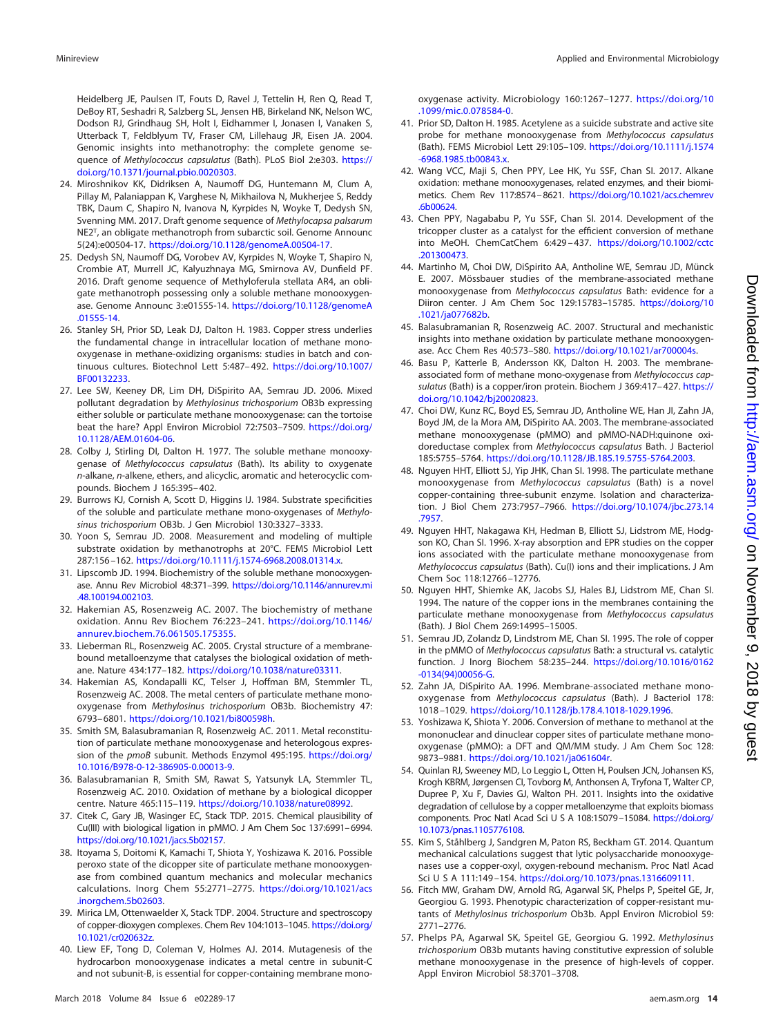Heidelberg JE, Paulsen IT, Fouts D, Ravel J, Tettelin H, Ren Q, Read T, DeBoy RT, Seshadri R, Salzberg SL, Jensen HB, Birkeland NK, Nelson WC, Dodson RJ, Grindhaug SH, Holt I, Eidhammer I, Jonasen I, Vanaken S, Utterback T, Feldblyum TV, Fraser CM, Lillehaug JR, Eisen JA. 2004. Genomic insights into methanotrophy: the complete genome sequence of *Methylococcus capsulatus* (Bath). PLoS Biol 2:e303. https://doi.org/10.1371/journal.pbio.0020303.

24. Miroshnikov KK, Didriksen A, Naumoff DG, Huntemann M, Clum A, Pillay M, Palaniappan K, Varghese N, Mikhailova N, Mukherjee S, Reddy TBK, Daum C, Shapiro N, Ivanova N, Kyrpides N, Woyke T, Dedysh SN, Svenning MM. 2017. Draft genome sequence of *Methylocapsa palsarum* NE2ᵀ, an obligate methanotroph from subarctic soil. Genome Announc 5(24):e00504-17. https://doi.org/10.1128/genomeA.00504-17.
25. Dedysh SN, Naumoff DG, Vorobev AV, Kyrpides N, Woyke T, Shapiro N, Crombie AT, Murrell JC, Kalyuzhnaya MG, Smirnova AV, Dunfield PF. 2016. Draft genome sequence of Methyloferula stellata AR4, an obligate methanotroph possessing only a soluble methane monooxygenase. Genome Announc 3:e01555-14. https://doi.org/10.1128/genomeA.01555-14.
26. Stanley SH, Prior SD, Leak DJ, Dalton H. 1983. Copper stress underlies the fundamental change in intracellular location of methane monooxygenase in methane-oxidizing organisms: studies in batch and continuous cultures. Biotechnol Lett 5:487–492. https://doi.org/10.1007/BF00132233.
27. Lee SW, Keeney DR, Lim DH, DiSpirito AA, Semrau JD. 2006. Mixed pollutant degradation by *Methylosinus trichosporium* OB3b expressing either soluble or particulate methane monooxygenase: can the tortoise beat the hare? Appl Environ Microbiol 72:7503–7509. https://doi.org/10.1128/AEM.01604-06.
28. Colby J, Stirling DI, Dalton H. 1977. The soluble methane monooxygenase of *Methylococcus capsulatus* (Bath). Its ability to oxygenate *n*-alkane, *n*-alkene, ethers, and alicyclic, aromatic and heterocyclic compounds. Biochem J 165:395–402.
29. Burrows KJ, Cornish A, Scott D, Higgins IJ. 1984. Substrate specificities of the soluble and particulate methane mono-oxygenases of *Methylosinus trichosporium* OB3b. J Gen Microbiol 130:3327–3333.
30. Yoon S, Semrau JD. 2008. Measurement and modeling of multiple substrate oxidation by methanotrophs at 20°C. FEMS Microbiol Lett 287:156–162. https://doi.org/10.1111/j.1574-6968.2008.01314.x.
31. Lipscomb JD. 1994. Biochemistry of the soluble methane monooxygenase. Annu Rev Microbiol 48:371–399. https://doi.org/10.1146/annurev.mi.48.100194.002103.
32. Hakemian AS, Rosenzweig AC. 2007. The biochemistry of methane oxidation. Annu Rev Biochem 76:223–241. https://doi.org/10.1146/annurev.biochem.76.061505.175355.
33. Lieberman RL, Rosenzweig AC. 2005. Crystal structure of a membrane-bound metalloenzyme that catalyses the biological oxidation of methane. Nature 434:177–182. https://doi.org/10.1038/nature03311.
34. Hakemian AS, Kondapalli KC, Telser J, Hoffman BM, Stemmler TL, Rosenzweig AC. 2008. The metal centers of particulate methane monooxygenase from *Methylosinus trichosporium* OB3b. Biochemistry 47:6793–6801. https://doi.org/10.1021/bi800598h.
35. Smith SM, Balasubramanian R, Rosenzweig AC. 2011. Metal reconstitution of particulate methane monooxygenase and heterologous expression of the *pmoB* subunit. Methods Enzymol 495:195. https://doi.org/10.1016/B978-0-12-386905-0.00013-9.
36. Balasubramanian R, Smith SM, Rawat S, Yatsunyk LA, Stemmler TL, Rosenzweig AC. 2010. Oxidation of methane by a biological dicopper centre. Nature 465:115–119. https://doi.org/10.1038/nature08992.
37. Citek C, Gary JB, Wasinger EC, Stack TDP. 2015. Chemical plausibility of Cu(III) with biological ligation in pMMO. J Am Chem Soc 137:6991–6994. https://doi.org/10.1021/jacs.5b02157.
38. Itoyama S, Doitomi K, Kamachi T, Shiota Y, Yoshizawa K. 2016. Possible peroxo state of the dicopper site of particulate methane monooxygenase from combined quantum mechanics and molecular mechanics calculations. Inorg Chem 55:2771–2775. https://doi.org/10.1021/acs.inorgchem.5b02603.
39. Mirica LM, Ottenwaelder X, Stack TDP. 2004. Structure and spectroscopy of copper-dioxygen complexes. Chem Rev 104:1013–1045. https://doi.org/10.1021/cr020632z.
40. Liew EF, Tong D, Coleman V, Holmes AJ. 2014. Mutagenesis of the hydrocarbon monooxygenase indicates a metal centre in subunit-C and not subunit-B, is essential for copper-containing membrane monooxygenase activity. Microbiology 160:1267–1277. https://doi.org/10.1099/mic.0.078584-0.
41. Prior SD, Dalton H. 1985. Acetylene as a suicide substrate and active site probe for methane monooxygenase from *Methylococcus capsulatus* (Bath). FEMS Microbiol Lett 29:105–109. https://doi.org/10.1111/j.1574-6968.1985.tb00843.x.
42. Wang VCC, Maji S, Chen PPY, Lee HK, Yu SSF, Chan SI. 2017. Alkane oxidation: methane monooxygenases, related enzymes, and their biomimetics. Chem Rev 117:8574–8621. https://doi.org/10.1021/acs.chemrev.6b00624.
43. Chen PPY, Nagababu P, Yu SSF, Chan SI. 2014. Development of the tricopper cluster as a catalyst for the efficient conversion of methane into MeOH. ChemCatChem 6:429–437. https://doi.org/10.1002/cctc.201300473.
44. Martinho M, Choi DW, DiSpirito AA, Antholine WE, Semrau JD, Münck E. 2007. Mössbauer studies of the membrane-associated methane monooxygenase from *Methylococcus capsulatus* Bath: evidence for a Diiron center. J Am Chem Soc 129:15783–15785. https://doi.org/10.1021/ja077682b.
45. Balasubramanian R, Rosenzweig AC. 2007. Structural and mechanistic insights into methane oxidation by particulate methane monooxygenase. Acc Chem Res 40:573–580. https://doi.org/10.1021/ar700004s.
46. Basu P, Katterle B, Andersson KK, Dalton H. 2003. The membrane-associated form of methane mono-oxygenase from *Methylococcus capsulatus* (Bath) is a copper/iron protein. Biochem J 369:417–427. https://doi.org/10.1042/bj20020823.
47. Choi DW, Kunz RC, Boyd ES, Semrau JD, Antholine WE, Han JI, Zahn JA, Boyd JM, de la Mora AM, DiSpirito AA. 2003. The membrane-associated methane monooxygenase (pMMO) and pMMO-NADH:quinone oxidoreductase complex from *Methylococcus capsulatus* Bath. J Bacteriol 185:5755–5764. https://doi.org/10.1128/JB.185.19.5755-5764.2003.
48. Nguyen HHT, Elliott SJ, Yip JHK, Chan SI. 1998. The particulate methane monooxygenase from *Methylococcus capsulatus* (Bath) is a novel copper-containing three-subunit enzyme. Isolation and characterization. J Biol Chem 273:7957–7966. https://doi.org/10.1074/jbc.273.14.7957.
49. Nguyen HHT, Nakagawa KH, Hedman B, Elliott SJ, Lidstrom ME, Hodgson KO, Chan SI. 1996. X-ray absorption and EPR studies on the copper ions associated with the particulate methane monooxygenase from *Methylococcus capsulatus* (Bath). Cu(I) ions and their implications. J Am Chem Soc 118:12766–12776.
50. Nguyen HHT, Shiemke AK, Jacobs SJ, Hales BJ, Lidstrom ME, Chan SI. 1994. The nature of the copper ions in the membranes containing the particulate methane monooxygenase from *Methylococcus capsulatus* (Bath). J Biol Chem 269:14995–15005.
51. Semrau JD, Zolandz D, Lindstrom ME, Chan SI. 1995. The role of copper in the pMMO of *Methylococcus capsulatus* Bath: a structural vs. catalytic function. J Inorg Biochem 58:235–244. https://doi.org/10.1016/0162-0134(94)00056-G.
52. Zahn JA, DiSpirito AA. 1996. Membrane-associated methane monooxygenase from *Methylococcus capsulatus* (Bath). J Bacteriol 178:1018–1029. https://doi.org/10.1128/jb.178.4.1018-1029.1996.
53. Yoshizawa K, Shiota Y. 2006. Conversion of methane to methanol at the mononuclear and dinuclear copper sites of particulate methane monooxygenase (pMMO): a DFT and QM/MM study. J Am Chem Soc 128:9873–9881. https://doi.org/10.1021/ja061604r.
54. Quinlan RJ, Sweeney MD, Lo Leggio L, Otten H, Poulsen JCN, Johansen KS, Krogh KBRM, Jørgensen CI, Tovborg M, Anthonsen A, Tryfona T, Walter CP, Dupree P, Xu F, Davies GJ, Walton PH. 2011. Insights into the oxidative degradation of cellulose by a copper metalloenzyme that exploits biomass components. Proc Natl Acad Sci U S A 108:15079–15084. https://doi.org/10.1073/pnas.1105776108.
55. Kim S, Ståhlberg J, Sandgren M, Paton RS, Beckham GT. 2014. Quantum mechanical calculations suggest that lytic polysaccharide monooxygenases use a copper-oxyl, oxygen-rebound mechanism. Proc Natl Acad Sci U S A 111:149–154. https://doi.org/10.1073/pnas.1316609111.
56. Fitch MW, Graham DW, Arnold RG, Agarwal SK, Phelps P, Speitel GE, Jr, Georgiou G. 1993. Phenotypic characterization of copper-resistant mutants of *Methylosinus trichosporium* Ob3b. Appl Environ Microbiol 59:2771–2776.
57. Phelps PA, Agarwal SK, Speitel GE, Georgiou G. 1992. *Methylosinus trichosporium* OB3b mutants having constitutive expression of soluble methane monooxygenase in the presence of high-levels of copper. Appl Environ Microbiol 58:3701–3708.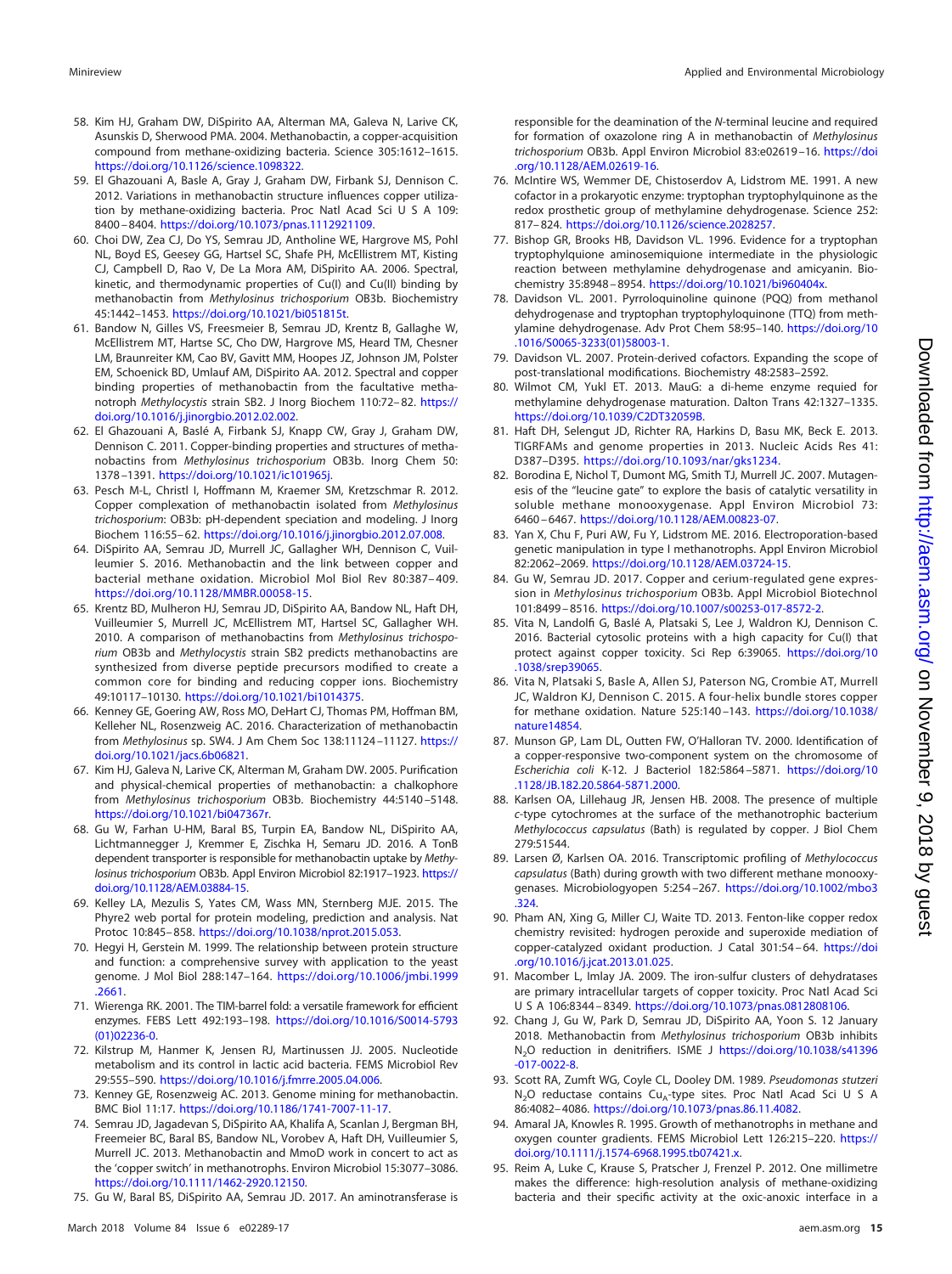58. Kim HJ, Graham DW, DiSpirito AA, Alterman MA, Galeva N, Larive CK, Asunskis D, Sherwood PMA. 2004. Methanobactin, a copper-acquisition compound from methane-oxidizing bacteria. Science 305:1612–1615. https://doi.org/10.1126/science.1098322.
59. El Ghazouani A, Basle A, Gray J, Graham DW, Firbank SJ, Dennison C. 2012. Variations in methanobactin structure influences copper utilization by methane-oxidizing bacteria. Proc Natl Acad Sci U S A 109:8400–8404. https://doi.org/10.1073/pnas.1112921109.
60. Choi DW, Zea CJ, Do YS, Semrau JD, Antholine WE, Hargrove MS, Pohl NL, Boyd ES, Geesey GG, Hartsel SC, Shafe PH, McEllistrem MT, Kisting CJ, Campbell D, Rao V, De La Mora AM, DiSpirito AA. 2006. Spectral, kinetic, and thermodynamic properties of Cu(I) and Cu(II) binding by methanobactin from *Methylosinus trichosporium* OB3b. Biochemistry 45:1442–1453. https://doi.org/10.1021/bi051815t.
61. Bandow N, Gilles VS, Freesmeier B, Semrau JD, Krentz B, Gallaghe W, McEllistrem MT, Hartse SC, Cho DW, Hargrove MS, Heard TM, Chesner LM, Braunreiter KM, Cao BV, Gavitt MM, Hoopes JZ, Johnson JM, Polster EM, Schoenick BD, Umlauf AM, DiSpirito AA. 2012. Spectral and copper binding properties of methanobactin from the facultative methanotroph *Methylocystis* strain SB2. J Inorg Biochem 110:72–82. https://doi.org/10.1016/j.jinorgbio.2012.02.002.
62. El Ghazouani A, Baslé A, Firbank SJ, Knapp CW, Gray J, Graham DW, Dennison C. 2011. Copper-binding properties and structures of methanobactins from *Methylosinus trichosporium* OB3b. Inorg Chem 50:1378–1391. https://doi.org/10.1021/ic101965j.
63. Pesch M-L, Christl I, Hoffmann M, Kraemer SM, Kretzschmar R. 2012. Copper complexation of methanobactin isolated from *Methylosinus trichosporium*: OB3b: pH-dependent speciation and modeling. J Inorg Biochem 116:55–62. https://doi.org/10.1016/j.jinorgbio.2012.07.008.
64. DiSpirito AA, Semrau JD, Murrell JC, Gallagher WH, Dennison C, Vuilleumier S. 2016. Methanobactin and the link between copper and bacterial methane oxidation. Microbiol Mol Biol Rev 80:387–409. https://doi.org/10.1128/MMBR.00058-15.
65. Krentz BD, Mulheron HJ, Semrau JD, DiSpirito AA, Bandow NL, Haft DH, Vuilleumier S, Murrell JC, McEllistrem MT, Hartsel SC, Gallagher WH. 2010. A comparison of methanobactins from *Methylosinus trichosporium* OB3b and *Methylocystis* strain SB2 predicts methanobactins are synthesized from diverse peptide precursors modified to create a common core for binding and reducing copper ions. Biochemistry 49:10117–10130. https://doi.org/10.1021/bi1014375.
66. Kenney GE, Goering AW, Ross MO, DeHart CJ, Thomas PM, Hoffman BM, Kelleher NL, Rosenzweig AC. 2016. Characterization of methanobactin from *Methylosinus* sp. SW4. J Am Chem Soc 138:11124–11127. https://doi.org/10.1021/jacs.6b06821.
67. Kim HJ, Galeva N, Larive CK, Alterman M, Graham DW. 2005. Purification and physical-chemical properties of methanobactin: a chalkophore from *Methylosinus trichosporium* OB3b. Biochemistry 44:5140–5148. https://doi.org/10.1021/bi047367r.
68. Gu W, Farhan U-HM, Baral BS, Turpin EA, Bandow NL, DiSpirito AA, Lichtmannegger J, Kremmer E, Zischka H, Semaru JD. 2016. A TonB dependent transporter is responsible for methanobactin uptake by *Methylosinus trichosporium* OB3b. Appl Environ Microbiol 82:1917–1923. https://doi.org/10.1128/AEM.03884-15.
69. Kelley LA, Mezulis S, Yates CM, Wass MN, Sternberg MJE. 2015. The Phyre2 web portal for protein modeling, prediction and analysis. Nat Protoc 10:845–858. https://doi.org/10.1038/nprot.2015.053.
70. Hegyi H, Gerstein M. 1999. The relationship between protein structure and function: a comprehensive survey with application to the yeast genome. J Mol Biol 288:147–164. https://doi.org/10.1006/jmbi.1999.2661.
71. Wierenga RK. 2001. The TIM-barrel fold: a versatile framework for efficient enzymes. FEBS Lett 492:193–198. https://doi.org/10.1016/S0014-5793(01)02236-0.
72. Kilstrup M, Hanmer K, Jensen RJ, Martinussen JJ. 2005. Nucleotide metabolism and its control in lactic acid bacteria. FEMS Microbiol Rev 29:555–590. https://doi.org/10.1016/j.fmrre.2005.04.006.
73. Kenney GE, Rosenzweig AC. 2013. Genome mining for methanobactin. BMC Biol 11:17. https://doi.org/10.1186/1741-7007-11-17.
74. Semrau JD, Jagadevan S, DiSpirito AA, Khalifa A, Scanlan J, Bergman BH, Freemeier BC, Baral BS, Bandow NL, Vorobev A, Haft DH, Vuilleumier S, Murrell JC. 2013. Methanobactin and MmoD work in concert to act as the 'copper switch' in methanotrophs. Environ Microbiol 15:3077–3086. https://doi.org/10.1111/1462-2920.12150.
75. Gu W, Baral BS, DiSpirito AA, Semrau JD. 2017. An aminotransferase is responsible for the deamination of the *N*-terminal leucine and required for formation of oxazolone ring A in methanobactin of *Methylosinus trichosporium* OB3b. Appl Environ Microbiol 83:e02619–16. https://doi.org/10.1128/AEM.02619-16.
76. McIntire WS, Wemmer DE, Chistoserdov A, Lidstrom ME. 1991. A new cofactor in a prokaryotic enzyme: tryptophan tryptophylquinone as the redox prosthetic group of methylamine dehydrogenase. Science 252:817–824. https://doi.org/10.1126/science.2028257.
77. Bishop GR, Brooks HB, Davidson VL. 1996. Evidence for a tryptophan tryptophylquinone aminosemiquinone intermediate in the physiologic reaction between methylamine dehydrogenase and amicyanin. Biochemistry 35:8948–8954. https://doi.org/10.1021/bi960404x.
78. Davidson VL. 2001. Pyrroloquinoline quinone (PQQ) from methanol dehydrogenase and tryptophan tryptophyloquinone (TTQ) from methylamine dehydrogenase. Adv Prot Chem 58:95–140. https://doi.org/10.1016/S0065-3233(01)58003-1.
79. Davidson VL. 2007. Protein-derived cofactors. Expanding the scope of post-translational modifications. Biochemistry 48:2583–2592.
80. Wilmot CM, Yukl ET. 2013. MauG: a di-heme enzyme requied for methylamine dehydrogenase maturation. Dalton Trans 42:1327–1335. https://doi.org/10.1039/C2DT32059B.
81. Haft DH, Selengut JD, Richter RA, Harkins D, Basu MK, Beck E. 2013. TIGRFAMs and genome properties in 2013. Nucleic Acids Res 41:D387–D395. https://doi.org/10.1093/nar/gks1234.
82. Borodina E, Nichol T, Dumont MG, Smith TJ, Murrell JC. 2007. Mutagenesis of the "leucine gate" to explore the basis of catalytic versatility in soluble methane monooxygenase. Appl Environ Microbiol 73:6460–6467. https://doi.org/10.1128/AEM.00823-07.
83. Yan X, Chu F, Puri AW, Fu Y, Lidstrom ME. 2016. Electroporation-based genetic manipulation in type I methanotrophs. Appl Environ Microbiol 82:2062–2069. https://doi.org/10.1128/AEM.03724-15.
84. Gu W, Semrau JD. 2017. Copper and cerium-regulated gene expression in *Methylosinus trichosporium* OB3b. Appl Microbiol Biotechnol 101:8499–8516. https://doi.org/10.1007/s00253-017-8572-2.
85. Vita N, Landolfi G, Baslé A, Platsaki S, Lee J, Waldron KJ, Dennison C. 2016. Bacterial cytosolic proteins with a high capacity for Cu(I) that protect against copper toxicity. Sci Rep 6:39065. https://doi.org/10.1038/srep39065.
86. Vita N, Platsaki S, Basle A, Allen SJ, Paterson NG, Crombie AT, Murrell JC, Waldron KJ, Dennison C. 2015. A four-helix bundle stores copper for methane oxidation. Nature 525:140–143. https://doi.org/10.1038/nature14854.
87. Munson GP, Lam DL, Outten FW, O'Halloran TV. 2000. Identification of a copper-responsive two-component system on the chromosome of *Escherichia coli* K-12. J Bacteriol 182:5864–5871. https://doi.org/10.1128/JB.182.20.5864-5871.2000.
88. Karlsen OA, Lillehaug JR, Jensen HB. 2008. The presence of multiple *c*-type cytochromes at the surface of the methanotrophic bacterium *Methylococcus capsulatus* (Bath) is regulated by copper. J Biol Chem 279:51544.
89. Larsen Ø, Karlsen OA. 2016. Transcriptomic profiling of *Methylococcus capsulatus* (Bath) during growth with two different methane monooxygenases. Microbiologyopen 5:254–267. https://doi.org/10.1002/mbo3.324.
90. Pham AN, Xing G, Miller CJ, Waite TD. 2013. Fenton-like copper redox chemistry revisited: hydrogen peroxide and superoxide mediation of copper-catalyzed oxidant production. J Catal 301:54–64. https://doi.org/10.1016/j.jcat.2013.01.025.
91. Macomber L, Imlay JA. 2009. The iron-sulfur clusters of dehydratases are primary intracellular targets of copper toxicity. Proc Natl Acad Sci U S A 106:8344–8349. https://doi.org/10.1073/pnas.0812808106.
92. Chang J, Gu W, Park D, Semrau JD, DiSpirito AA, Yoon S. 12 January 2018. Methanobactin from *Methylosinus trichosporium* OB3b inhibits $N_2O$ reduction in denitrifiers. ISME J https://doi.org/10.1038/s41396-017-0022-8.
93. Scott RA, Zumft WG, Coyle CL, Dooley DM. 1989. *Pseudomonas stutzeri* $N_2O$ reductase contains $Cu_A$-type sites. Proc Natl Acad Sci U S A 86:4082–4086. https://doi.org/10.1073/pnas.86.11.4082.
94. Amaral JA, Knowles R. 1995. Growth of methanotrophs in methane and oxygen counter gradients. FEMS Microbiol Lett 126:215–220. https://doi.org/10.1111/j.1574-6968.1995.tb07421.x.
95. Reim A, Luke C, Krause S, Pratscher J, Frenzel P. 2012. One millimetre makes the difference: high-resolution analysis of methane-oxidizing bacteria and their specific activity at the oxic-anoxic interface in a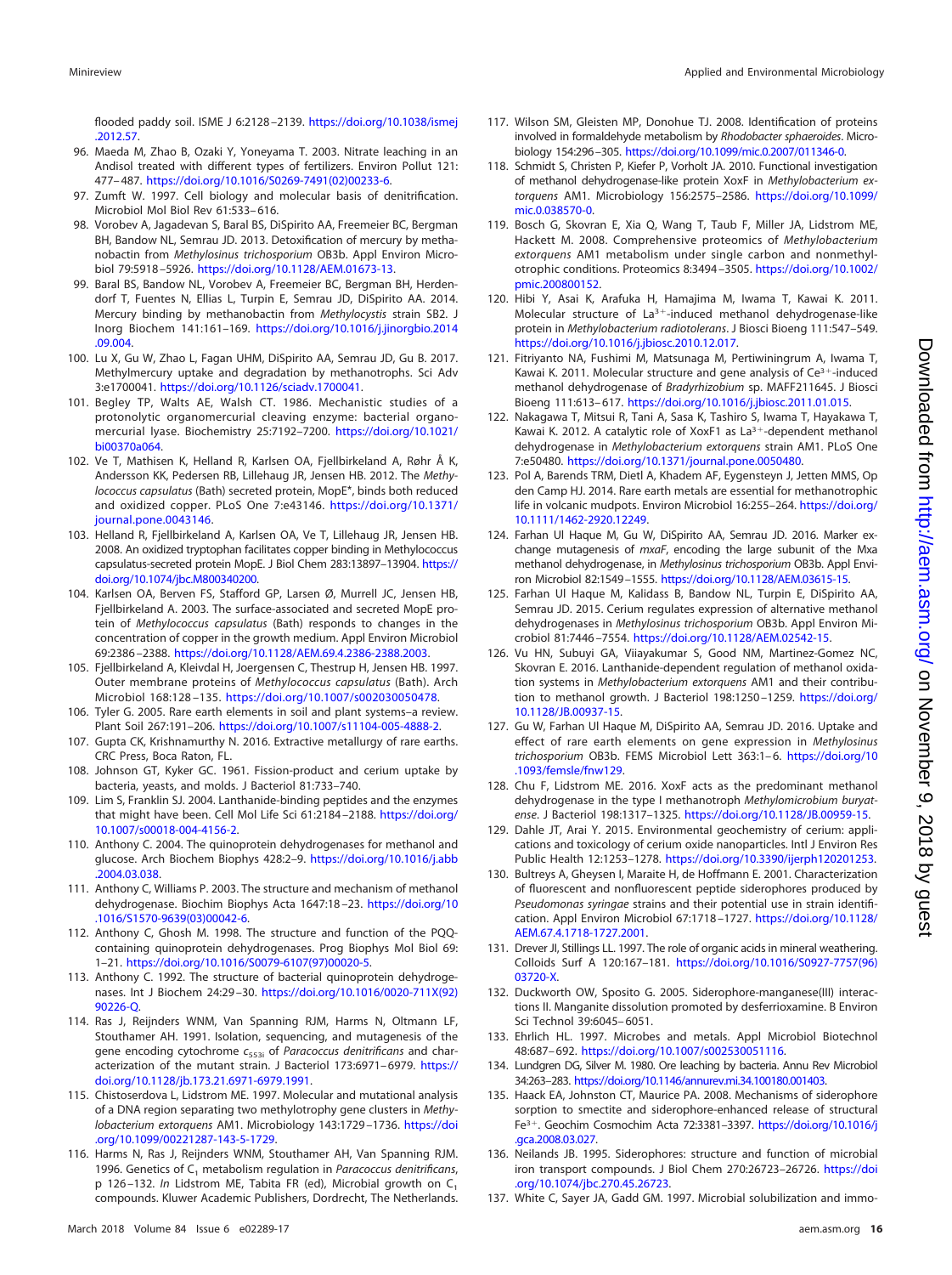flooded paddy soil. ISME J 6:2128–2139. https://doi.org/10.1038/ismej.2012.57.

96. Maeda M, Zhao B, Ozaki Y, Yoneyama T. 2003. Nitrate leaching in an Andisol treated with different types of fertilizers. Environ Pollut 121: 477–487. https://doi.org/10.1016/S0269-7491(02)00233-6.
97. Zumft W. 1997. Cell biology and molecular basis of denitrification. Microbiol Mol Biol Rev 61:533–616.
98. Vorobev A, Jagadevan S, Baral BS, DiSpirito AA, Freemeier BC, Bergman BH, Bandow NL, Semrau JD. 2013. Detoxification of mercury by methanobactin from *Methylosinus trichosporium* OB3b. Appl Environ Microbiol 79:5918–5926. https://doi.org/10.1128/AEM.01673-13.
99. Baral BS, Bandow NL, Vorobev A, Freemeier BC, Bergman BH, Herdendorf T, Fuentes N, Ellias L, Turpin E, Semrau JD, DiSpirito AA. 2014. Mercury binding by methanobactin from *Methylocystis* strain SB2. J Inorg Biochem 141:161–169. https://doi.org/10.1016/j.jinorgbio.2014.09.004.
100. Lu X, Gu W, Zhao L, Fagan UHM, DiSpirito AA, Semrau JD, Gu B. 2017. Methylmercury uptake and degradation by methanotrophs. Sci Adv 3:e1700041. https://doi.org/10.1126/sciadv.1700041.
101. Begley TP, Walts AE, Walsh CT. 1986. Mechanistic studies of a protonolytic organomercurial cleaving enzyme: bacterial organomercurial lyase. Biochemistry 25:7192–7200. https://doi.org/10.1021/bi00370a064.
102. Ve T, Mathisen K, Helland R, Karlsen OA, Fjellbirkeland A, Røhr Å K, Andersson KK, Pedersen RB, Lillehaug JR, Jensen HB. 2012. The *Methylococcus capsulatus* (Bath) secreted protein, MopE\*, binds both reduced and oxidized copper. PLoS One 7:e43146. https://doi.org/10.1371/journal.pone.0043146.
103. Helland R, Fjellbirkeland A, Karlsen OA, Ve T, Lillehaug JR, Jensen HB. 2008. An oxidized tryptophan facilitates copper binding in Methylococcus capsulatus-secreted protein MopE. J Biol Chem 283:13897–13904. https://doi.org/10.1074/jbc.M800340200.
104. Karlsen OA, Berven FS, Stafford GP, Larsen Ø, Murrell JC, Jensen HB, Fjellbirkeland A. 2003. The surface-associated and secreted MopE protein of *Methylococcus capsulatus* (Bath) responds to changes in the concentration of copper in the growth medium. Appl Environ Microbiol 69:2386–2388. https://doi.org/10.1128/AEM.69.4.2386-2388.2003.
105. Fjellbirkeland A, Kleivdal H, Joergensen C, Thestrup H, Jensen HB. 1997. Outer membrane proteins of *Methylococcus capsulatus* (Bath). Arch Microbiol 168:128–135. https://doi.org/10.1007/s002030050478.
106. Tyler G. 2005. Rare earth elements in soil and plant systems–a review. Plant Soil 267:191–206. https://doi.org/10.1007/s11104-005-4888-2.
107. Gupta CK, Krishnamurthy N. 2016. Extractive metallurgy of rare earths. CRC Press, Boca Raton, FL.
108. Johnson GT, Kyker GC. 1961. Fission-product and cerium uptake by bacteria, yeasts, and molds. J Bacteriol 81:733–740.
109. Lim S, Franklin SJ. 2004. Lanthanide-binding peptides and the enzymes that might have been. Cell Mol Life Sci 61:2184–2188. https://doi.org/10.1007/s00018-004-4156-2.
110. Anthony C. 2004. The quinoprotein dehydrogenases for methanol and glucose. Arch Biochem Biophys 428:2–9. https://doi.org/10.1016/j.abb.2004.03.038.
111. Anthony C, Williams P. 2003. The structure and mechanism of methanol dehydrogenase. Biochim Biophys Acta 1647:18–23. https://doi.org/10.1016/S1570-9639(03)00042-6.
112. Anthony C, Ghosh M. 1998. The structure and function of the PQQ-containing quinoprotein dehydrogenases. Prog Biophys Mol Biol 69: 1–21. https://doi.org/10.1016/S0079-6107(97)00020-5.
113. Anthony C. 1992. The structure of bacterial quinoprotein dehydrogenases. Int J Biochem 24:29–30. https://doi.org/10.1016/0020-711X(92)90226-Q.
114. Ras J, Reijnders WNM, Van Spanning RJM, Harms N, Oltmann LF, Stouthamer AH. 1991. Isolation, sequencing, and mutagenesis of the gene encoding cytochrome $c_{553i}$ of *Paracoccus denitrificans* and characterization of the mutant strain. J Bacteriol 173:6971–6979. https://doi.org/10.1128/jb.173.21.6971-6979.1991.
115. Chistoserdova L, Lidstrom ME. 1997. Molecular and mutational analysis of a DNA region separating two methylotrophy gene clusters in *Methylobacterium extorquens* AM1. Microbiology 143:1729–1736. https://doi.org/10.1099/00221287-143-5-1729.
116. Harms N, Ras J, Reijnders WNM, Stouthamer AH, Van Spanning RJM. 1996. Genetics of $C_1$ metabolism regulation in *Paracoccus denitrificans*, p 126–132. *In* Lidstrom ME, Tabita FR (ed), Microbial growth on $C_1$ compounds. Kluwer Academic Publishers, Dordrecht, The Netherlands.
117. Wilson SM, Gleisten MP, Donohue TJ. 2008. Identification of proteins involved in formaldehyde metabolism by *Rhodobacter sphaeroides*. Microbiology 154:296–305. https://doi.org/10.1099/mic.0.2007/011346-0.
118. Schmidt S, Christen P, Kiefer P, Vorholt JA. 2010. Functional investigation of methanol dehydrogenase-like protein XoxF in *Methylobacterium extorquens* AM1. Microbiology 156:2575–2586. https://doi.org/10.1099/mic.0.038570-0.
119. Bosch G, Skovran E, Xia Q, Wang T, Taub F, Miller JA, Lidstrom ME, Hackett M. 2008. Comprehensive proteomics of *Methylobacterium extorquens* AM1 metabolism under single carbon and nonmethylotrophic conditions. Proteomics 8:3494–3505. https://doi.org/10.1002/pmic.200800152.
120. Hibi Y, Asai K, Arafuka H, Hamajima M, Iwama T, Kawai K. 2011. Molecular structure of $La^{3+}$-induced methanol dehydrogenase-like protein in *Methylobacterium radiotolerans*. J Biosci Bioeng 111:547–549. https://doi.org/10.1016/j.jbiosc.2010.12.017.
121. Fitriyanto NA, Fushimi M, Matsunaga M, Pertiwiningrum A, Iwama T, Kawai K. 2011. Molecular structure and gene analysis of $Ce^{3+}$-induced methanol dehydrogenase of *Bradyrhizobium* sp. MAFF211645. J Biosci Bioeng 111:613–617. https://doi.org/10.1016/j.jbiosc.2011.01.015.
122. Nakagawa T, Mitsui R, Tani A, Sasa K, Tashiro S, Iwama T, Hayakawa T, Kawai K. 2012. A catalytic role of XoxF1 as $La^{3+}$-dependent methanol dehydrogenase in *Methylobacterium extorquens* strain AM1. PLoS One 7:e50480. https://doi.org/10.1371/journal.pone.0050480.
123. Pol A, Barends TRM, Dietl A, Khadem AF, Eygensteyn J, Jetten MMS, Op den Camp HJ. 2014. Rare earth metals are essential for methanotrophic life in volcanic mudpots. Environ Microbiol 16:255–264. https://doi.org/10.1111/1462-2920.12249.
124. Farhan Ul Haque M, Gu W, DiSpirito AA, Semrau JD. 2016. Marker exchange mutagenesis of *mxaF*, encoding the large subunit of the Mxa methanol dehydrogenase, in *Methylosinus trichosporium* OB3b. Appl Environ Microbiol 82:1549–1555. https://doi.org/10.1128/AEM.03615-15.
125. Farhan Ul Haque M, Kalidass B, Bandow NL, Turpin E, DiSpirito AA, Semrau JD. 2015. Cerium regulates expression of alternative methanol dehydrogenases in *Methylosinus trichosporium* OB3b. Appl Environ Microbiol 81:7446–7554. https://doi.org/10.1128/AEM.02542-15.
126. Vu HN, Subuyi GA, Viiayakumar S, Good NM, Martinez-Gomez NC, Skovran E. 2016. Lanthanide-dependent regulation of methanol oxidation systems in *Methylobacterium extorquens* AM1 and their contribution to methanol growth. J Bacteriol 198:1250–1259. https://doi.org/10.1128/JB.00937-15.
127. Gu W, Farhan Ul Haque M, DiSpirito AA, Semrau JD. 2016. Uptake and effect of rare earth elements on gene expression in *Methylosinus trichosporium* OB3b. FEMS Microbiol Lett 363:1–6. https://doi.org/10.1093/femsle/fnw129.
128. Chu F, Lidstrom ME. 2016. XoxF acts as the predominant methanol dehydrogenase in the type I methanotroph *Methylomicrobium buryatense*. J Bacteriol 198:1317–1325. https://doi.org/10.1128/JB.00959-15.
129. Dahle JT, Arai Y. 2015. Environmental geochemistry of cerium: applications and toxicology of cerium oxide nanoparticles. Intl J Environ Res Public Health 12:1253–1278. https://doi.org/10.3390/ijerph120201253.
130. Bultreys A, Gheysen I, Maraite H, de Hoffmann E. 2001. Characterization of fluorescent and nonfluorescent peptide siderophores produced by *Pseudomonas syringae* strains and their potential use in strain identification. Appl Environ Microbiol 67:1718–1727. https://doi.org/10.1128/AEM.67.4.1718-1727.2001.
131. Drever JI, Stillings LL. 1997. The role of organic acids in mineral weathering. Colloids Surf A 120:167–181. https://doi.org/10.1016/S0927-7757(96)03720-X.
132. Duckworth OW, Sposito G. 2005. Siderophore-manganese(III) interactions II. Manganite dissolution promoted by desferrioxamine. B Environ Sci Technol 39:6045–6051.
133. Ehrlich HL. 1997. Microbes and metals. Appl Microbiol Biotechnol 48:687–692. https://doi.org/10.1007/s002530051116.
134. Lundgren DG, Silver M. 1980. Ore leaching by bacteria. Annu Rev Microbiol 34:263–283. https://doi.org/10.1146/annurev.mi.34.100180.001403.
135. Haack EA, Johnston CT, Maurice PA. 2008. Mechanisms of siderophore sorption to smectite and siderophore-enhanced release of structural $Fe^{3+}$. Geochim Cosmochim Acta 72:3381–3397. https://doi.org/10.1016/j.gca.2008.03.027.
136. Neilands JB. 1995. Siderophores: structure and function of microbial iron transport compounds. J Biol Chem 270:26723–26726. https://doi.org/10.1074/jbc.270.45.26723.
137. White C, Sayer JA, Gadd GM. 1997. Microbial solubilization and immo-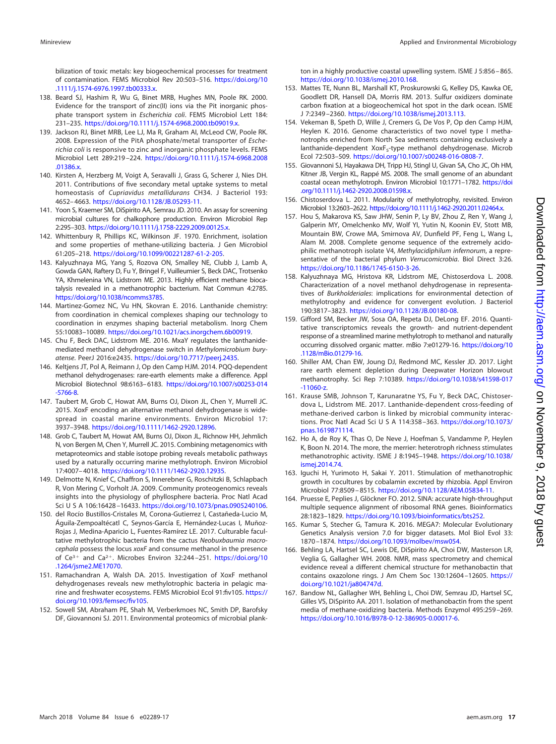bilization of toxic metals: key biogeochemical processes for treatment of contamination. FEMS Microbiol Rev 20:503–516. https://doi.org/10.1111/j.1574-6976.1997.tb00333.x.

138. Beard SJ, Hashim R, Wu G, Binet MRB, Hughes MN, Poole RK. 2000. Evidence for the transport of zinc(II) ions via the Pit inorganic phosphate transport system in *Escherichia coli*. FEMS Microbiol Lett 184: 231–235. https://doi.org/10.1111/j.1574-6968.2000.tb09019.x.
139. Jackson RJ, Binet MRB, Lee LJ, Ma R, Graham AI, McLeod CW, Poole RK. 2008. Expression of the PitA phosphate/metal transporter of *Escherichia coli* is responsive to zinc and inorganic phosphate levels. FEMS Microbiol Lett 289:219–224. https://doi.org/10.1111/j.1574-6968.2008.01386.x.
140. Kirsten A, Herzberg M, Voigt A, Seravalli J, Grass G, Scherer J, Nies DH. 2011. Contributions of five secondary metal uptake systems to metal homeostasis of *Cupriavidus metallidurans* CH34. J Bacteriol 193: 4652–4663. https://doi.org/10.1128/JB.05293-11.
141. Yoon S, Kraemer SM, DiSpirito AA, Semrau JD. 2010. An assay for screening microbial cultures for chalkophore production. Environ Microbiol Rep 2:295–303. https://doi.org/10.1111/j.1758-2229.2009.00125.x.
142. Whittenbury R, Phillips KC, Wilkinson JF. 1970. Enrichment, isolation and some properties of methane-utilizing bacteria. J Gen Microbiol 61:205–218. https://doi.org/10.1099/00221287-61-2-205.
143. Kalyuzhnaya MG, Yang S, Rozova ON, Smalley NE, Clubb J, Lamb A, Gowda GAN, Raftery D, Fu Y, Bringel F, Vuilleumier S, Beck DAC, Trotsenko YA, Khmelenina VN, Lidstrom ME. 2013. Highly efficient methane biocatalysis revealed in a methanotrophic bacterium. Nat Commun 4:2785. https://doi.org/10.1038/ncomms3785.
144. Martinez-Gomez NC, Vu HN, Skovran E. 2016. Lanthanide chemistry: from coordination in chemical complexes shaping our technology to coordination in enzymes shaping bacterial metabolism. Inorg Chem 55:10083–10089. https://doi.org/10.1021/acs.inorgchem.6b00919.
145. Chu F, Beck DAC, Lidstrom ME. 2016. MxaY regulates the lanthanide-mediated methanol dehydrogenase switch in *Methylomicrobium buryatense*. PeerJ 2016:e2435. https://doi.org/10.7717/peerj.2435.
146. Keltjens JT, Pol A, Reimann J, Op den Camp HJM. 2014. PQQ-dependent methanol dehydrogenases: rare-earth elements make a difference. Appl Microbiol Biotechnol 98:6163–6183. https://doi.org/10.1007/s00253-014-5766-8.
147. Taubert M, Grob C, Howat AM, Burns OJ, Dixon JL, Chen Y, Murrell JC. 2015. XoxF encoding an alternative methanol dehydrogenase is widespread in coastal marine environments. Environ Microbiol 17: 3937–3948. https://doi.org/10.1111/1462-2920.12896.
148. Grob C, Taubert M, Howat AM, Burns OJ, Dixon JL, Richnow HH, Jehmlich N, von Bergen M, Chen Y, Murrell JC. 2015. Combining metagenomics with metaproteomics and stable isotope probing reveals metabolic pathways used by a naturally occurring marine methylotroph. Environ Microbiol 17:4007–4018. https://doi.org/10.1111/1462-2920.12935.
149. Delmotte N, Knief C, Chaffron S, Innerebner G, Roschitzki B, Schlapbach R, Von Mering C, Vorholt JA. 2009. Community proteogenomics reveals insights into the physiology of phyllosphere bacteria. Proc Natl Acad Sci U S A 106:16428–16433. https://doi.org/10.1073/pnas.0905240106.
150. del Rocío Bustillos-Cristales M, Corona-Gutierrez I, Castañeda-Lucio M, Águila-Zempoaltécatl C, Seynos-García E, Hernández-Lucas I, Muñoz-Rojas J, Medina-Aparicio L, Fuentes-Ramírez LE. 2017. Culturable facultative methylotrophic bacteria from the cactus *Neobuxbaumia macrocephala* possess the locus *xoxF* and consume methanol in the presence of $Ce^{3+}$ and $Ca^{2+}$. Microbes Environ 32:244–251. https://doi.org/10.1264/jsme2.ME17070.
151. Ramachandran A, Walsh DA. 2015. Investigation of XoxF methanol dehydrogenases reveals new methylotrophic bacteria in pelagic marine and freshwater ecosystems. FEMS Microbiol Ecol 91:fiv105. https://doi.org/10.1093/femsec/fiv105.
152. Sowell SM, Abraham PE, Shah M, Verberkmoes NC, Smith DP, Barofsky DF, Giovannoni SJ. 2011. Environmental proteomics of microbial plankton in a highly productive coastal upwelling system. ISME J 5:856–865. https://doi.org/10.1038/ismej.2010.168.
153. Mattes TE, Nunn BL, Marshall KT, Proskurowski G, Kelley DS, Kawka OE, Goodlett DR, Hansell DA, Morris RM. 2013. Sulfur oxidizers dominate carbon fixation at a biogeochemical hot spot in the dark ocean. ISME J 7:2349–2360. https://doi.org/10.1038/ismej.2013.113.
154. Vekeman B, Speth D, Wille J, Cremers G, De Vos P, Op den Camp HJM, Heylen K. 2016. Genome characteristics of two novel type I methanotrophs enriched from North Sea sediments containing exclusively a lanthanide-dependent $XoxF_5$-type methanol dehydrogenase. Microb Ecol 72:503–509. https://doi.org/10.1007/s00248-016-0808-7.
155. Giovannoni SJ, Hayakawa DH, Tripp HJ, Stingl U, Givan SA, Cho JC, Oh HM, Kitner JB, Vergin KL, Rappé MS. 2008. The small genome of an abundant coastal ocean methylotroph. Environ Microbiol 10:1771–1782. https://doi.org/10.1111/j.1462-2920.2008.01598.x.
156. Chistoserdova L. 2011. Modularity of methylotrophy, revisited. Environ Microbiol 13:2603–2622. https://doi.org/10.1111/j.1462-2920.2011.02464.x.
157. Hou S, Makarova KS, Saw JHW, Senin P, Ly BV, Zhou Z, Ren Y, Wang J, Galperin MY, Omelchenko MV, Wolf YI, Yutin N, Koonin EV, Stott MB, Mountain BW, Crowe MA, Smirnova AV, Dunfield PF, Feng L, Wang L, Alam M. 2008. Complete genome sequence of the extremely acidophilic methanotroph isolate V4, *Methylacidiphilum infernorum*, a representative of the bacterial phylum *Verrucomicrobia*. Biol Direct 3:26. https://doi.org/10.1186/1745-6150-3-26.
158. Kalyuzhnaya MG, Hristova KR, Lidstrom ME, Chistoserdova L. 2008. Characterization of a novel methanol dehydrogenase in representatives of *Burkholderiales*: implications for environmental detection of methylotrophy and evidence for convergent evolution. J Bacteriol 190:3817–3823. https://doi.org/10.1128/JB.00180-08.
159. Gifford SM, Becker JW, Sosa OA, Repeta DJ, DeLong EF. 2016. Quantitative transcriptomics reveals the growth- and nutrient-dependent response of a streamlined marine methylotroph to methanol and naturally occurring dissolved organic matter. mBio 7:e01279-16. https://doi.org/10.1128/mBio.01279-16.
160. Shiller AM, Chan EW, Joung DJ, Redmond MC, Kessler JD. 2017. Light rare earth element depletion during Deepwater Horizon blowout methanotrophy. Sci Rep 7:10389. https://doi.org/10.1038/s41598-017-11060-z.
161. Krause SMB, Johnson T, Karunaratne YS, Fu Y, Beck DAC, Chistoserdova L, Lidstrom ME. 2017. Lanthanide-dependent cross-feeding of methane-derived carbon is linked by microbial community interactions. Proc Natl Acad Sci U S A 114:358–363. https://doi.org/10.1073/pnas.1619871114.
162. Ho A, de Roy K, Thas O, De Neve J, Hoefman S, Vandamme P, Heylen K, Boon N. 2014. The more, the merrier: heterotroph richness stimulates methanotrophic activity. ISME J 8:1945–1948. https://doi.org/10.1038/ismej.2014.74.
163. Iguchi H, Yurimoto H, Sakai Y. 2011. Stimulation of methanotrophic growth in cocultures by cobalamin excreted by rhizobia. Appl Environ Microbiol 77:8509–8515. https://doi.org/10.1128/AEM.05834-11.
164. Pruesse E, Peplies J, Glöckner FO. 2012. SINA: accurate high-throughput multiple sequence alignment of ribosomal RNA genes. Bioinformatics 28:1823–1829. https://doi.org/10.1093/bioinformatics/bts252.
165. Kumar S, Stecher G, Tamura K. 2016. MEGA7: Molecular Evolutionary Genetics Analysis version 7.0 for bigger datasets. Mol Biol Evol 33: 1870–1874. https://doi.org/10.1093/molbev/msw054.
166. Behling LA, Hartsel SC, Lewis DE, DiSpirito AA, Choi DW, Masterson LR, Veglia G, Gallagher WH. 2008. NMR, mass spectrometry and chemical evidence reveal a different chemical structure for methanobactin that contains oxazolone rings. J Am Chem Soc 130:12604–12605. https://doi.org/10.1021/ja804747d.
167. Bandow NL, Gallagher WH, Behling L, Choi DW, Semrau JD, Hartsel SC, Gilles VS, DiSpirito AA. 2011. Isolation of methanobactin from the spent media of methane-oxidizing bacteria. Methods Enzymol 495:259–269. https://doi.org/10.1016/B978-0-12-386905-0.00017-6.